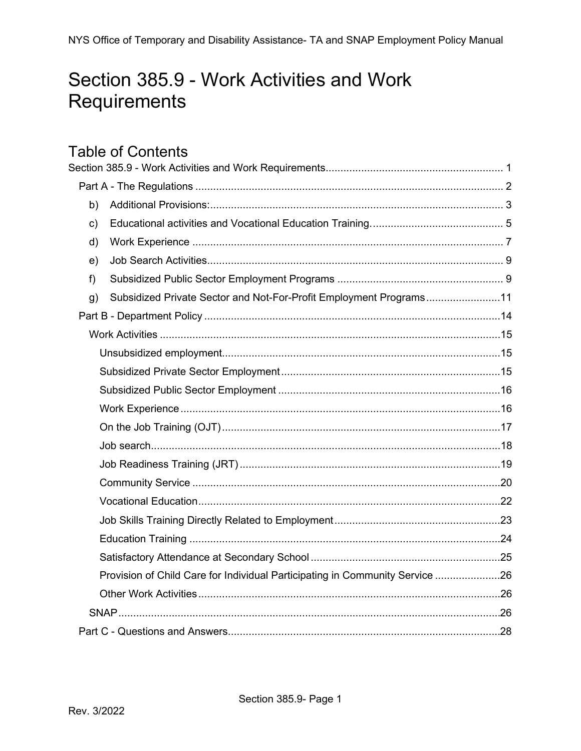# Section 385.9 - Work Activities and Work Requirements

## Table of Contents

- Section 385.9 - Work Activities and Work Requirements ... 1
  - Part A - The Regulations ... 2
    - b) Additional Provisions: ... 3
    - c) Educational activities and Vocational Education Training. ... 5
    - d) Work Experience ... 7
    - e) Job Search Activities ... 9
    - f) Subsidized Public Sector Employment Programs ... 9
    - g) Subsidized Private Sector and Not-For-Profit Employment Programs ... 11
  - Part B - Department Policy ... 14
    - Work Activities ... 15
      - Unsubsidized employment ... 15
      - Subsidized Private Sector Employment ... 15
      - Subsidized Public Sector Employment ... 16
      - Work Experience ... 16
      - On the Job Training (OJT) ... 17
      - Job search ... 18
      - Job Readiness Training (JRT) ... 19
      - Community Service ... 20
      - Vocational Education ... 22
      - Job Skills Training Directly Related to Employment ... 23
      - Education Training ... 24
      - Satisfactory Attendance at Secondary School ... 25
      - Provision of Child Care for Individual Participating in Community Service ... 26
      - Other Work Activities ... 26
    - SNAP ... 26
  - Part C - Questions and Answers ... 28

Rev. 3/2022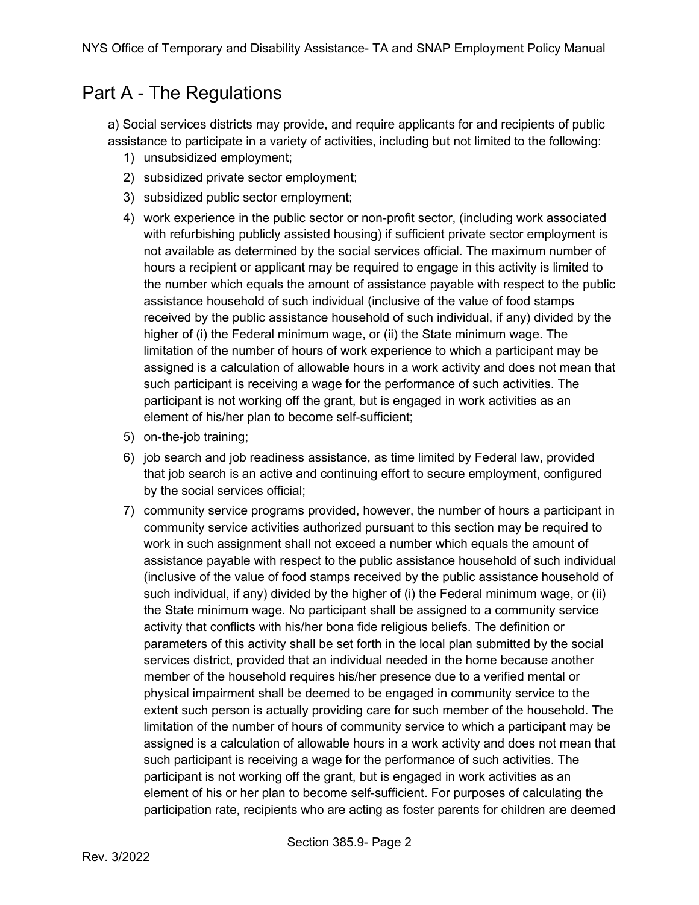# Part A - The Regulations

a) Social services districts may provide, and require applicants for and recipients of public assistance to participate in a variety of activities, including but not limited to the following:

1) unsubsidized employment;
2) subsidized private sector employment;
3) subsidized public sector employment;
4) work experience in the public sector or non-profit sector, (including work associated with refurbishing publicly assisted housing) if sufficient private sector employment is not available as determined by the social services official. The maximum number of hours a recipient or applicant may be required to engage in this activity is limited to the number which equals the amount of assistance payable with respect to the public assistance household of such individual (inclusive of the value of food stamps received by the public assistance household of such individual, if any) divided by the higher of (i) the Federal minimum wage, or (ii) the State minimum wage. The limitation of the number of hours of work experience to which a participant may be assigned is a calculation of allowable hours in a work activity and does not mean that such participant is receiving a wage for the performance of such activities. The participant is not working off the grant, but is engaged in work activities as an element of his/her plan to become self-sufficient;
5) on-the-job training;
6) job search and job readiness assistance, as time limited by Federal law, provided that job search is an active and continuing effort to secure employment, configured by the social services official;
7) community service programs provided, however, the number of hours a participant in community service activities authorized pursuant to this section may be required to work in such assignment shall not exceed a number which equals the amount of assistance payable with respect to the public assistance household of such individual (inclusive of the value of food stamps received by the public assistance household of such individual, if any) divided by the higher of (i) the Federal minimum wage, or (ii) the State minimum wage. No participant shall be assigned to a community service activity that conflicts with his/her bona fide religious beliefs. The definition or parameters of this activity shall be set forth in the local plan submitted by the social services district, provided that an individual needed in the home because another member of the household requires his/her presence due to a verified mental or physical impairment shall be deemed to be engaged in community service to the extent such person is actually providing care for such member of the household. The limitation of the number of hours of community service to which a participant may be assigned is a calculation of allowable hours in a work activity and does not mean that such participant is receiving a wage for the performance of such activities. The participant is not working off the grant, but is engaged in work activities as an element of his or her plan to become self-sufficient. For purposes of calculating the participation rate, recipients who are acting as foster parents for children are deemed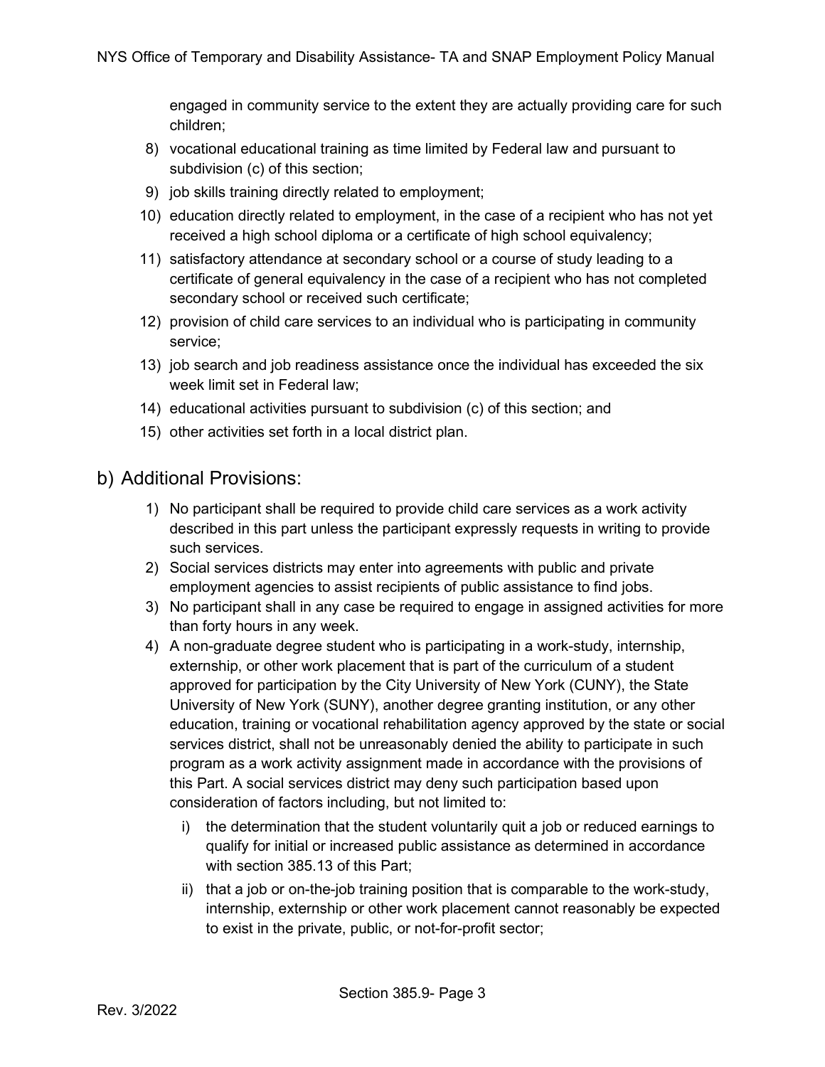engaged in community service to the extent they are actually providing care for such children;

8) vocational educational training as time limited by Federal law and pursuant to subdivision (c) of this section;
9) job skills training directly related to employment;
10) education directly related to employment, in the case of a recipient who has not yet received a high school diploma or a certificate of high school equivalency;
11) satisfactory attendance at secondary school or a course of study leading to a certificate of general equivalency in the case of a recipient who has not completed secondary school or received such certificate;
12) provision of child care services to an individual who is participating in community service;
13) job search and job readiness assistance once the individual has exceeded the six week limit set in Federal law;
14) educational activities pursuant to subdivision (c) of this section; and
15) other activities set forth in a local district plan.

## b) Additional Provisions:

1) No participant shall be required to provide child care services as a work activity described in this part unless the participant expressly requests in writing to provide such services.
2) Social services districts may enter into agreements with public and private employment agencies to assist recipients of public assistance to find jobs.
3) No participant shall in any case be required to engage in assigned activities for more than forty hours in any week.
4) A non-graduate degree student who is participating in a work-study, internship, externship, or other work placement that is part of the curriculum of a student approved for participation by the City University of New York (CUNY), the State University of New York (SUNY), another degree granting institution, or any other education, training or vocational rehabilitation agency approved by the state or social services district, shall not be unreasonably denied the ability to participate in such program as a work activity assignment made in accordance with the provisions of this Part. A social services district may deny such participation based upon consideration of factors including, but not limited to:
   i) the determination that the student voluntarily quit a job or reduced earnings to qualify for initial or increased public assistance as determined in accordance with section 385.13 of this Part;
   ii) that a job or on-the-job training position that is comparable to the work-study, internship, externship or other work placement cannot reasonably be expected to exist in the private, public, or not-for-profit sector;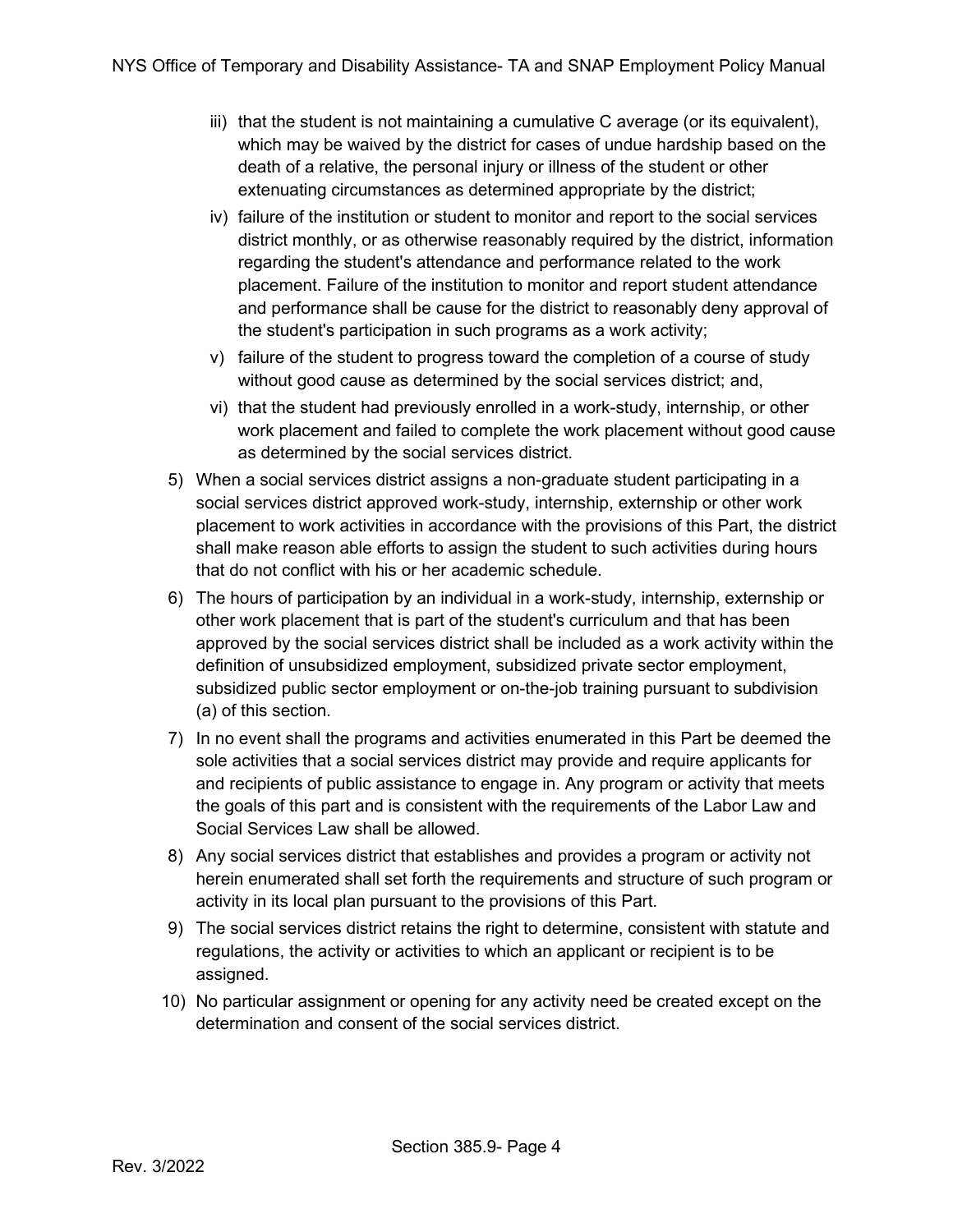iii) that the student is not maintaining a cumulative C average (or its equivalent), which may be waived by the district for cases of undue hardship based on the death of a relative, the personal injury or illness of the student or other extenuating circumstances as determined appropriate by the district;

iv) failure of the institution or student to monitor and report to the social services district monthly, or as otherwise reasonably required by the district, information regarding the student's attendance and performance related to the work placement. Failure of the institution to monitor and report student attendance and performance shall be cause for the district to reasonably deny approval of the student's participation in such programs as a work activity;

v) failure of the student to progress toward the completion of a course of study without good cause as determined by the social services district; and,

vi) that the student had previously enrolled in a work-study, internship, or other work placement and failed to complete the work placement without good cause as determined by the social services district.

5) When a social services district assigns a non-graduate student participating in a social services district approved work-study, internship, externship or other work placement to work activities in accordance with the provisions of this Part, the district shall make reason able efforts to assign the student to such activities during hours that do not conflict with his or her academic schedule.

6) The hours of participation by an individual in a work-study, internship, externship or other work placement that is part of the student's curriculum and that has been approved by the social services district shall be included as a work activity within the definition of unsubsidized employment, subsidized private sector employment, subsidized public sector employment or on-the-job training pursuant to subdivision (a) of this section.

7) In no event shall the programs and activities enumerated in this Part be deemed the sole activities that a social services district may provide and require applicants for and recipients of public assistance to engage in. Any program or activity that meets the goals of this part and is consistent with the requirements of the Labor Law and Social Services Law shall be allowed.

8) Any social services district that establishes and provides a program or activity not herein enumerated shall set forth the requirements and structure of such program or activity in its local plan pursuant to the provisions of this Part.

9) The social services district retains the right to determine, consistent with statute and regulations, the activity or activities to which an applicant or recipient is to be assigned.

10) No particular assignment or opening for any activity need be created except on the determination and consent of the social services district.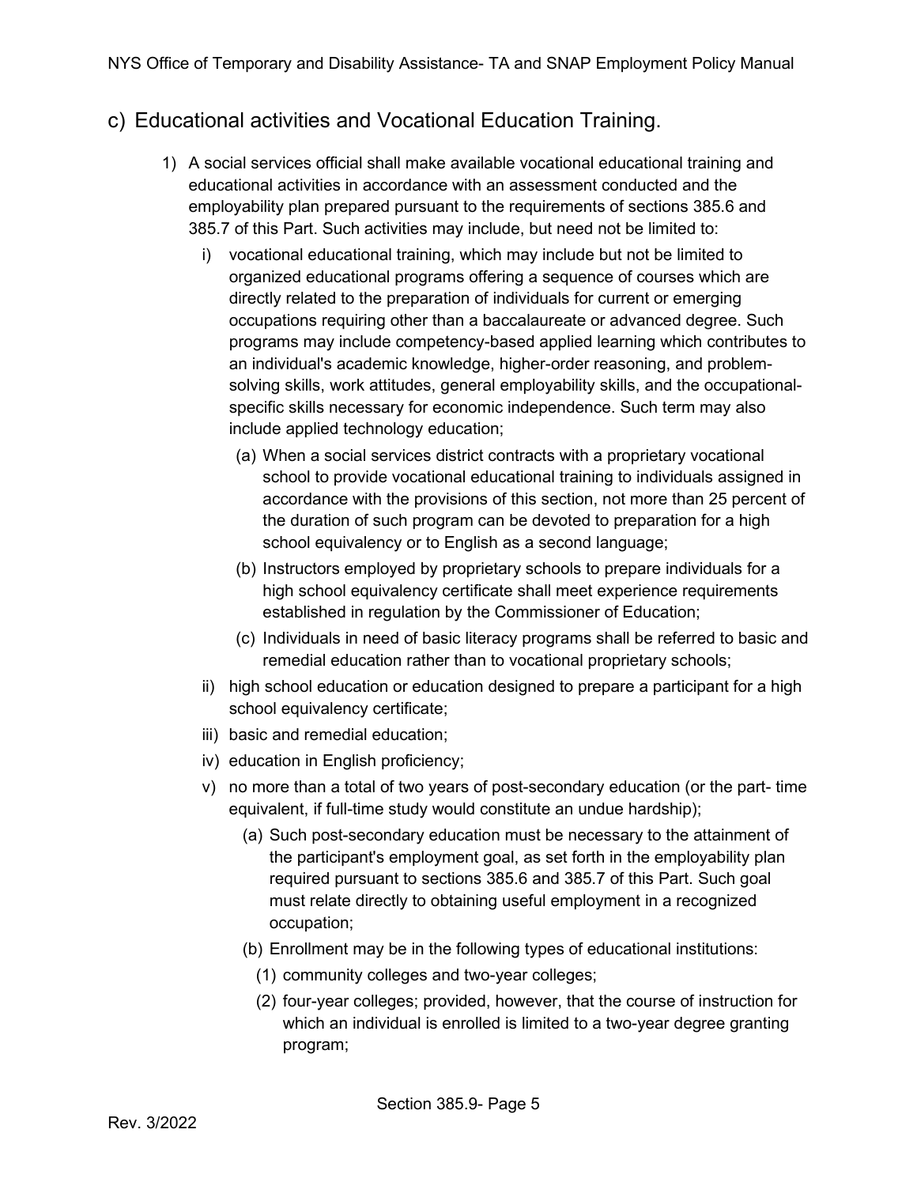## c) Educational activities and Vocational Education Training.

1) A social services official shall make available vocational educational training and educational activities in accordance with an assessment conducted and the employability plan prepared pursuant to the requirements of sections 385.6 and 385.7 of this Part. Such activities may include, but need not be limited to:

   i) vocational educational training, which may include but not be limited to organized educational programs offering a sequence of courses which are directly related to the preparation of individuals for current or emerging occupations requiring other than a baccalaureate or advanced degree. Such programs may include competency-based applied learning which contributes to an individual's academic knowledge, higher-order reasoning, and problem-solving skills, work attitudes, general employability skills, and the occupational-specific skills necessary for economic independence. Such term may also include applied technology education;

      (a) When a social services district contracts with a proprietary vocational school to provide vocational educational training to individuals assigned in accordance with the provisions of this section, not more than 25 percent of the duration of such program can be devoted to preparation for a high school equivalency or to English as a second language;

      (b) Instructors employed by proprietary schools to prepare individuals for a high school equivalency certificate shall meet experience requirements established in regulation by the Commissioner of Education;

      (c) Individuals in need of basic literacy programs shall be referred to basic and remedial education rather than to vocational proprietary schools;

   ii) high school education or education designed to prepare a participant for a high school equivalency certificate;

   iii) basic and remedial education;

   iv) education in English proficiency;

   v) no more than a total of two years of post-secondary education (or the part- time equivalent, if full-time study would constitute an undue hardship);

      (a) Such post-secondary education must be necessary to the attainment of the participant's employment goal, as set forth in the employability plan required pursuant to sections 385.6 and 385.7 of this Part. Such goal must relate directly to obtaining useful employment in a recognized occupation;

      (b) Enrollment may be in the following types of educational institutions:

         (1) community colleges and two-year colleges;

         (2) four-year colleges; provided, however, that the course of instruction for which an individual is enrolled is limited to a two-year degree granting program;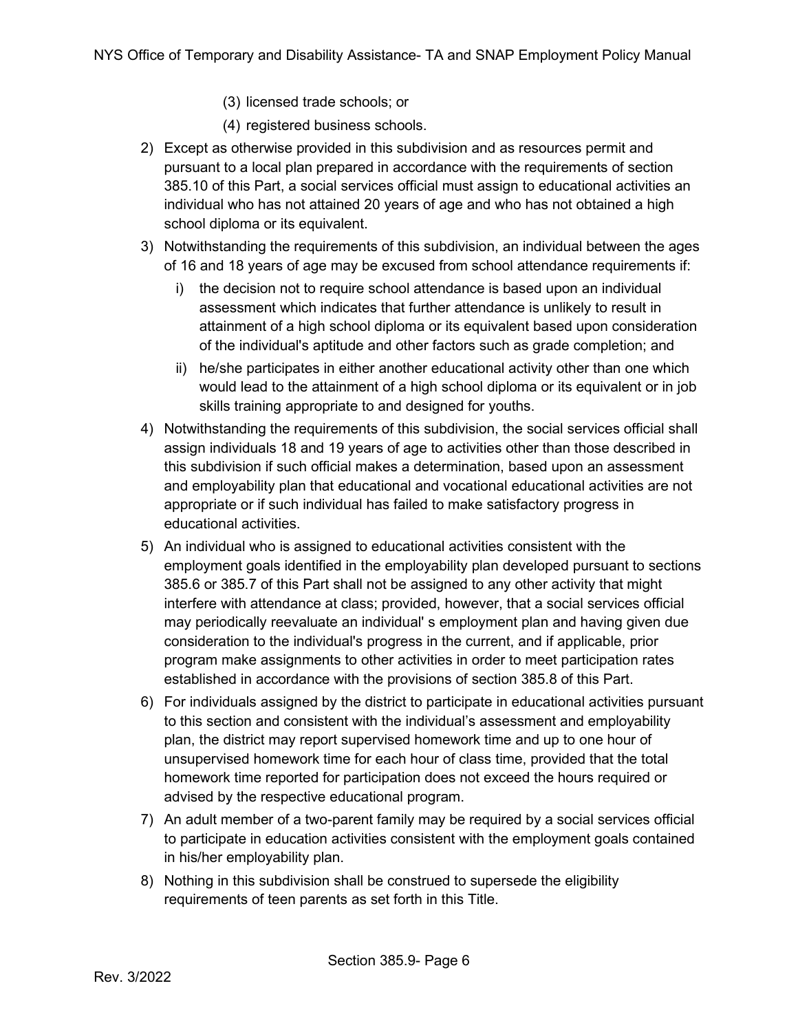- (3) licensed trade schools; or
   - (4) registered business schools.

2) Except as otherwise provided in this subdivision and as resources permit and pursuant to a local plan prepared in accordance with the requirements of section 385.10 of this Part, a social services official must assign to educational activities an individual who has not attained 20 years of age and who has not obtained a high school diploma or its equivalent.
3) Notwithstanding the requirements of this subdivision, an individual between the ages of 16 and 18 years of age may be excused from school attendance requirements if:
   - i) the decision not to require school attendance is based upon an individual assessment which indicates that further attendance is unlikely to result in attainment of a high school diploma or its equivalent based upon consideration of the individual's aptitude and other factors such as grade completion; and
   - ii) he/she participates in either another educational activity other than one which would lead to the attainment of a high school diploma or its equivalent or in job skills training appropriate to and designed for youths.
4) Notwithstanding the requirements of this subdivision, the social services official shall assign individuals 18 and 19 years of age to activities other than those described in this subdivision if such official makes a determination, based upon an assessment and employability plan that educational and vocational educational activities are not appropriate or if such individual has failed to make satisfactory progress in educational activities.
5) An individual who is assigned to educational activities consistent with the employment goals identified in the employability plan developed pursuant to sections 385.6 or 385.7 of this Part shall not be assigned to any other activity that might interfere with attendance at class; provided, however, that a social services official may periodically reevaluate an individual' s employment plan and having given due consideration to the individual's progress in the current, and if applicable, prior program make assignments to other activities in order to meet participation rates established in accordance with the provisions of section 385.8 of this Part.
6) For individuals assigned by the district to participate in educational activities pursuant to this section and consistent with the individual's assessment and employability plan, the district may report supervised homework time and up to one hour of unsupervised homework time for each hour of class time, provided that the total homework time reported for participation does not exceed the hours required or advised by the respective educational program.
7) An adult member of a two-parent family may be required by a social services official to participate in education activities consistent with the employment goals contained in his/her employability plan.
8) Nothing in this subdivision shall be construed to supersede the eligibility requirements of teen parents as set forth in this Title.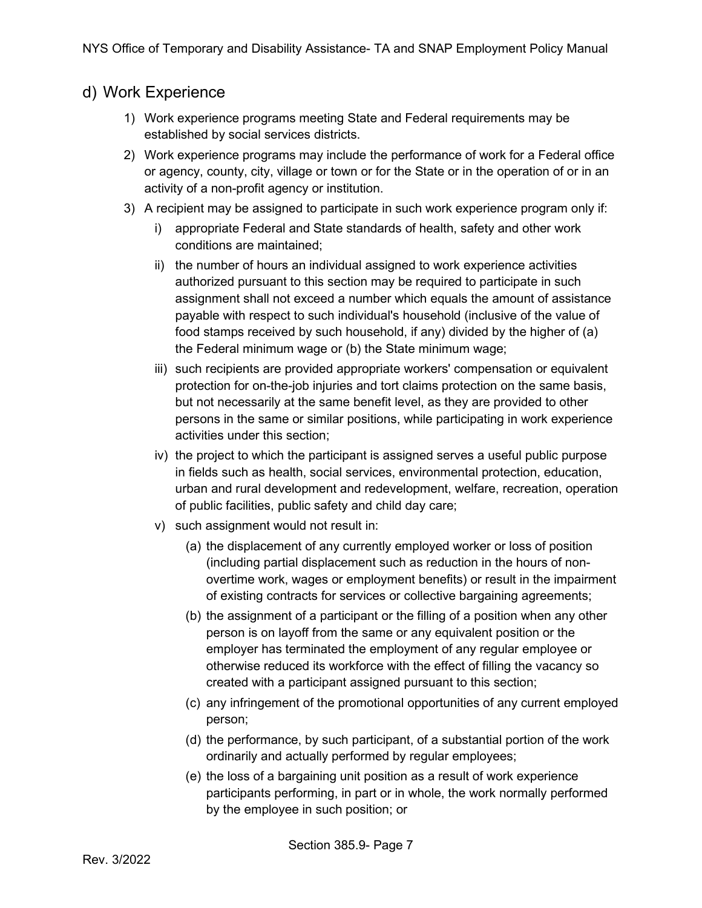## d) Work Experience

1) Work experience programs meeting State and Federal requirements may be established by social services districts.
2) Work experience programs may include the performance of work for a Federal office or agency, county, city, village or town or for the State or in the operation of or in an activity of a non-profit agency or institution.
3) A recipient may be assigned to participate in such work experience program only if:
   i) appropriate Federal and State standards of health, safety and other work conditions are maintained;
   ii) the number of hours an individual assigned to work experience activities authorized pursuant to this section may be required to participate in such assignment shall not exceed a number which equals the amount of assistance payable with respect to such individual's household (inclusive of the value of food stamps received by such household, if any) divided by the higher of (a) the Federal minimum wage or (b) the State minimum wage;
   iii) such recipients are provided appropriate workers' compensation or equivalent protection for on-the-job injuries and tort claims protection on the same basis, but not necessarily at the same benefit level, as they are provided to other persons in the same or similar positions, while participating in work experience activities under this section;
   iv) the project to which the participant is assigned serves a useful public purpose in fields such as health, social services, environmental protection, education, urban and rural development and redevelopment, welfare, recreation, operation of public facilities, public safety and child day care;
   v) such assignment would not result in:
      (a) the displacement of any currently employed worker or loss of position (including partial displacement such as reduction in the hours of non-overtime work, wages or employment benefits) or result in the impairment of existing contracts for services or collective bargaining agreements;
      (b) the assignment of a participant or the filling of a position when any other person is on layoff from the same or any equivalent position or the employer has terminated the employment of any regular employee or otherwise reduced its workforce with the effect of filling the vacancy so created with a participant assigned pursuant to this section;
      (c) any infringement of the promotional opportunities of any current employed person;
      (d) the performance, by such participant, of a substantial portion of the work ordinarily and actually performed by regular employees;
      (e) the loss of a bargaining unit position as a result of work experience participants performing, in part or in whole, the work normally performed by the employee in such position; or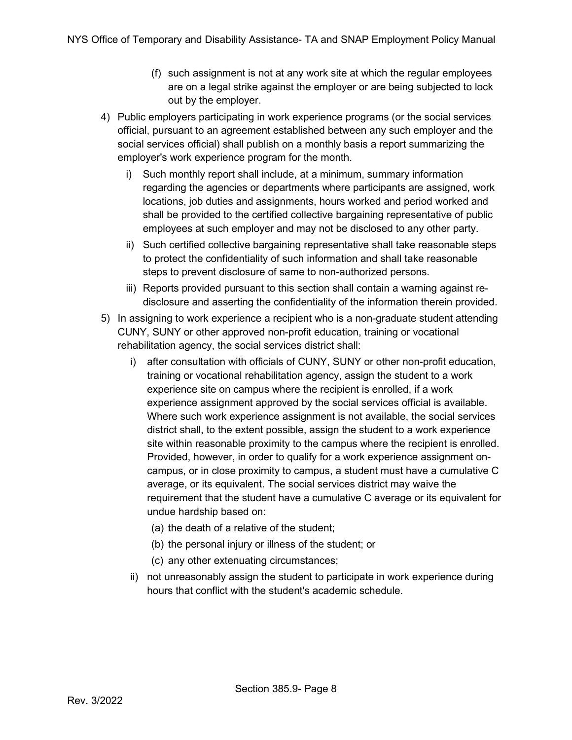(f) such assignment is not at any work site at which the regular employees are on a legal strike against the employer or are being subjected to lock out by the employer.

4) Public employers participating in work experience programs (or the social services official, pursuant to an agreement established between any such employer and the social services official) shall publish on a monthly basis a report summarizing the employer's work experience program for the month.

   i) Such monthly report shall include, at a minimum, summary information regarding the agencies or departments where participants are assigned, work locations, job duties and assignments, hours worked and period worked and shall be provided to the certified collective bargaining representative of public employees at such employer and may not be disclosed to any other party.

   ii) Such certified collective bargaining representative shall take reasonable steps to protect the confidentiality of such information and shall take reasonable steps to prevent disclosure of same to non-authorized persons.

   iii) Reports provided pursuant to this section shall contain a warning against re-disclosure and asserting the confidentiality of the information therein provided.

5) In assigning to work experience a recipient who is a non-graduate student attending CUNY, SUNY or other approved non-profit education, training or vocational rehabilitation agency, the social services district shall:

   i) after consultation with officials of CUNY, SUNY or other non-profit education, training or vocational rehabilitation agency, assign the student to a work experience site on campus where the recipient is enrolled, if a work experience assignment approved by the social services official is available. Where such work experience assignment is not available, the social services district shall, to the extent possible, assign the student to a work experience site within reasonable proximity to the campus where the recipient is enrolled. Provided, however, in order to qualify for a work experience assignment on-campus, or in close proximity to campus, a student must have a cumulative C average, or its equivalent. The social services district may waive the requirement that the student have a cumulative C average or its equivalent for undue hardship based on:

      (a) the death of a relative of the student;

      (b) the personal injury or illness of the student; or

      (c) any other extenuating circumstances;

   ii) not unreasonably assign the student to participate in work experience during hours that conflict with the student's academic schedule.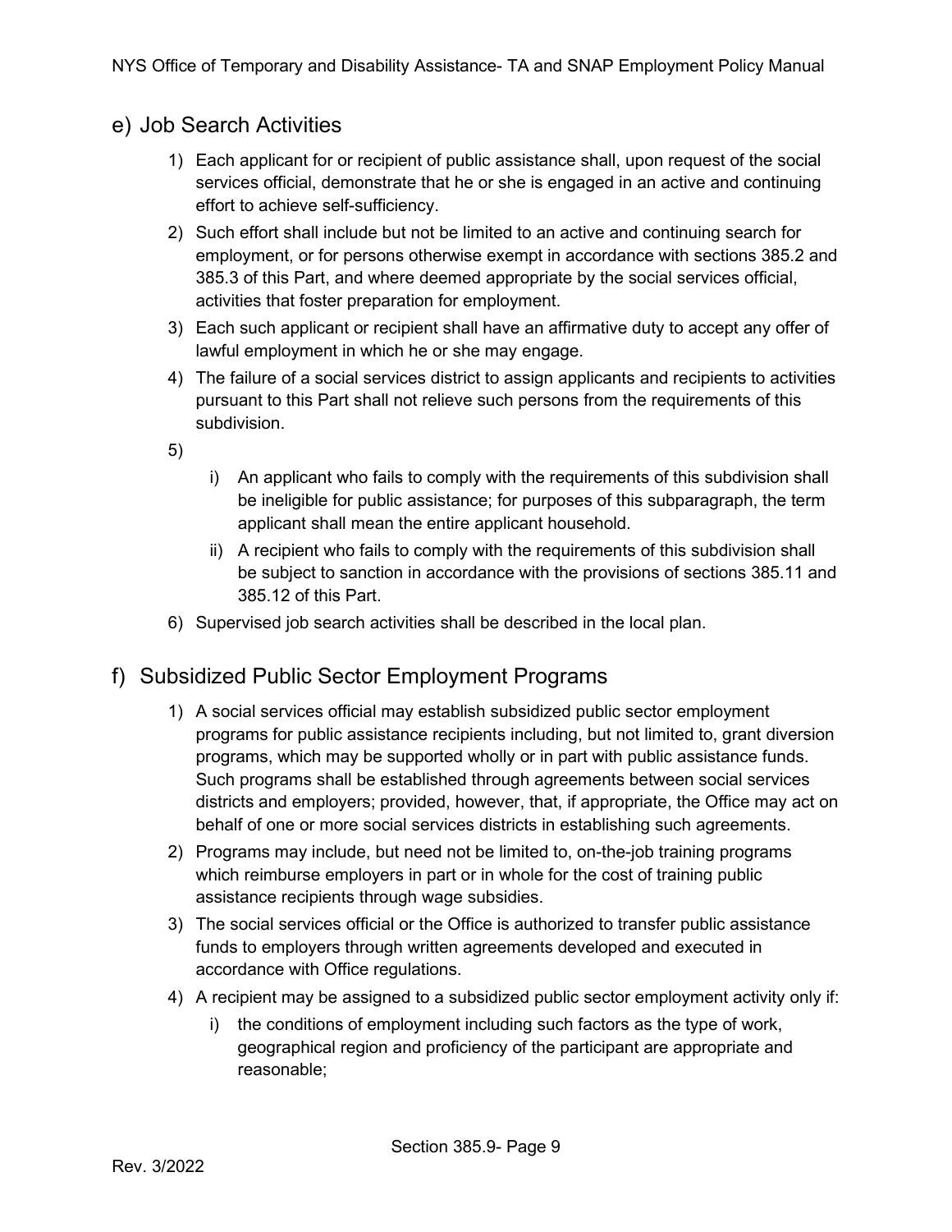## e) Job Search Activities

1) Each applicant for or recipient of public assistance shall, upon request of the social services official, demonstrate that he or she is engaged in an active and continuing effort to achieve self-sufficiency.
2) Such effort shall include but not be limited to an active and continuing search for employment, or for persons otherwise exempt in accordance with sections 385.2 and 385.3 of this Part, and where deemed appropriate by the social services official, activities that foster preparation for employment.
3) Each such applicant or recipient shall have an affirmative duty to accept any offer of lawful employment in which he or she may engage.
4) The failure of a social services district to assign applicants and recipients to activities pursuant to this Part shall not relieve such persons from the requirements of this subdivision.
5)
   i) An applicant who fails to comply with the requirements of this subdivision shall be ineligible for public assistance; for purposes of this subparagraph, the term applicant shall mean the entire applicant household.
   ii) A recipient who fails to comply with the requirements of this subdivision shall be subject to sanction in accordance with the provisions of sections 385.11 and 385.12 of this Part.
6) Supervised job search activities shall be described in the local plan.

## f) Subsidized Public Sector Employment Programs

1) A social services official may establish subsidized public sector employment programs for public assistance recipients including, but not limited to, grant diversion programs, which may be supported wholly or in part with public assistance funds. Such programs shall be established through agreements between social services districts and employers; provided, however, that, if appropriate, the Office may act on behalf of one or more social services districts in establishing such agreements.
2) Programs may include, but need not be limited to, on-the-job training programs which reimburse employers in part or in whole for the cost of training public assistance recipients through wage subsidies.
3) The social services official or the Office is authorized to transfer public assistance funds to employers through written agreements developed and executed in accordance with Office regulations.
4) A recipient may be assigned to a subsidized public sector employment activity only if:
   i) the conditions of employment including such factors as the type of work, geographical region and proficiency of the participant are appropriate and reasonable;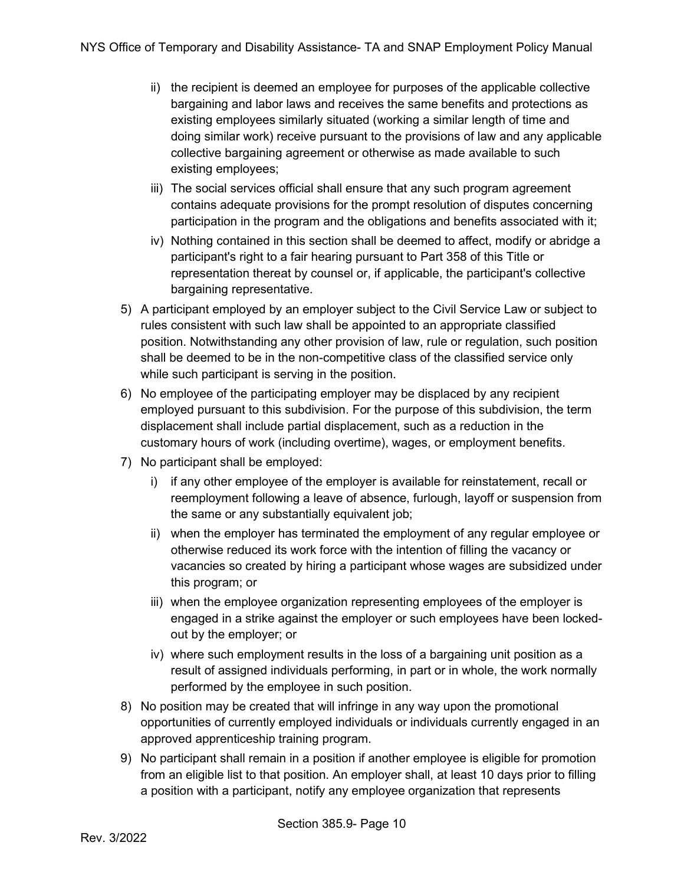ii) the recipient is deemed an employee for purposes of the applicable collective bargaining and labor laws and receives the same benefits and protections as existing employees similarly situated (working a similar length of time and doing similar work) receive pursuant to the provisions of law and any applicable collective bargaining agreement or otherwise as made available to such existing employees;

iii) The social services official shall ensure that any such program agreement contains adequate provisions for the prompt resolution of disputes concerning participation in the program and the obligations and benefits associated with it;

iv) Nothing contained in this section shall be deemed to affect, modify or abridge a participant's right to a fair hearing pursuant to Part 358 of this Title or representation thereat by counsel or, if applicable, the participant's collective bargaining representative.

5) A participant employed by an employer subject to the Civil Service Law or subject to rules consistent with such law shall be appointed to an appropriate classified position. Notwithstanding any other provision of law, rule or regulation, such position shall be deemed to be in the non-competitive class of the classified service only while such participant is serving in the position.

6) No employee of the participating employer may be displaced by any recipient employed pursuant to this subdivision. For the purpose of this subdivision, the term displacement shall include partial displacement, such as a reduction in the customary hours of work (including overtime), wages, or employment benefits.

7) No participant shall be employed:

   i) if any other employee of the employer is available for reinstatement, recall or reemployment following a leave of absence, furlough, layoff or suspension from the same or any substantially equivalent job;

   ii) when the employer has terminated the employment of any regular employee or otherwise reduced its work force with the intention of filling the vacancy or vacancies so created by hiring a participant whose wages are subsidized under this program; or

   iii) when the employee organization representing employees of the employer is engaged in a strike against the employer or such employees have been locked-out by the employer; or

   iv) where such employment results in the loss of a bargaining unit position as a result of assigned individuals performing, in part or in whole, the work normally performed by the employee in such position.

8) No position may be created that will infringe in any way upon the promotional opportunities of currently employed individuals or individuals currently engaged in an approved apprenticeship training program.

9) No participant shall remain in a position if another employee is eligible for promotion from an eligible list to that position. An employer shall, at least 10 days prior to filling a position with a participant, notify any employee organization that represents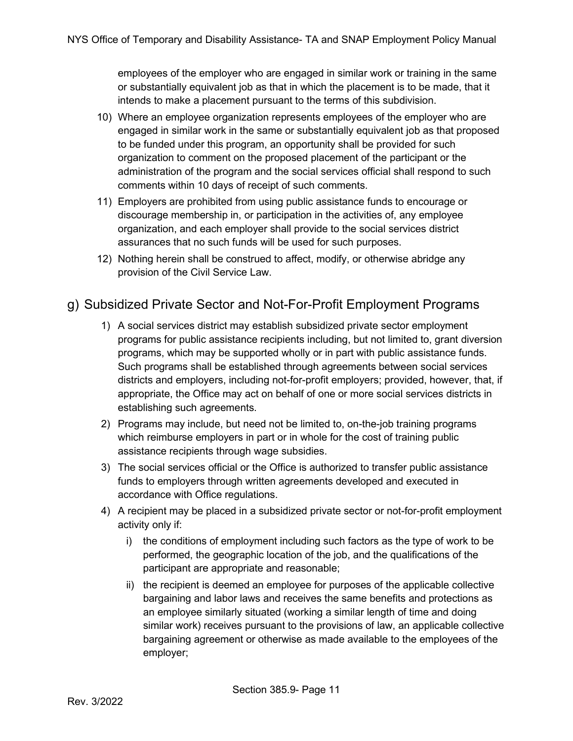employees of the employer who are engaged in similar work or training in the same or substantially equivalent job as that in which the placement is to be made, that it intends to make a placement pursuant to the terms of this subdivision.

10) Where an employee organization represents employees of the employer who are engaged in similar work in the same or substantially equivalent job as that proposed to be funded under this program, an opportunity shall be provided for such organization to comment on the proposed placement of the participant or the administration of the program and the social services official shall respond to such comments within 10 days of receipt of such comments.
11) Employers are prohibited from using public assistance funds to encourage or discourage membership in, or participation in the activities of, any employee organization, and each employer shall provide to the social services district assurances that no such funds will be used for such purposes.
12) Nothing herein shall be construed to affect, modify, or otherwise abridge any provision of the Civil Service Law.

## g) Subsidized Private Sector and Not-For-Profit Employment Programs

1) A social services district may establish subsidized private sector employment programs for public assistance recipients including, but not limited to, grant diversion programs, which may be supported wholly or in part with public assistance funds. Such programs shall be established through agreements between social services districts and employers, including not-for-profit employers; provided, however, that, if appropriate, the Office may act on behalf of one or more social services districts in establishing such agreements.
2) Programs may include, but need not be limited to, on-the-job training programs which reimburse employers in part or in whole for the cost of training public assistance recipients through wage subsidies.
3) The social services official or the Office is authorized to transfer public assistance funds to employers through written agreements developed and executed in accordance with Office regulations.
4) A recipient may be placed in a subsidized private sector or not-for-profit employment activity only if:
   i) the conditions of employment including such factors as the type of work to be performed, the geographic location of the job, and the qualifications of the participant are appropriate and reasonable;
   ii) the recipient is deemed an employee for purposes of the applicable collective bargaining and labor laws and receives the same benefits and protections as an employee similarly situated (working a similar length of time and doing similar work) receives pursuant to the provisions of law, an applicable collective bargaining agreement or otherwise as made available to the employees of the employer;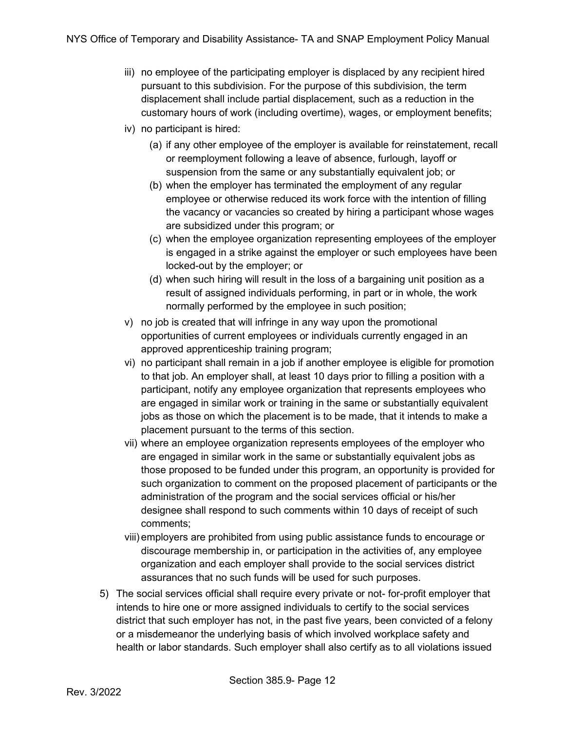iii) no employee of the participating employer is displaced by any recipient hired pursuant to this subdivision. For the purpose of this subdivision, the term displacement shall include partial displacement, such as a reduction in the customary hours of work (including overtime), wages, or employment benefits;

iv) no participant is hired:

  (a) if any other employee of the employer is available for reinstatement, recall or reemployment following a leave of absence, furlough, layoff or suspension from the same or any substantially equivalent job; or

  (b) when the employer has terminated the employment of any regular employee or otherwise reduced its work force with the intention of filling the vacancy or vacancies so created by hiring a participant whose wages are subsidized under this program; or

  (c) when the employee organization representing employees of the employer is engaged in a strike against the employer or such employees have been locked-out by the employer; or

  (d) when such hiring will result in the loss of a bargaining unit position as a result of assigned individuals performing, in part or in whole, the work normally performed by the employee in such position;

v) no job is created that will infringe in any way upon the promotional opportunities of current employees or individuals currently engaged in an approved apprenticeship training program;

vi) no participant shall remain in a job if another employee is eligible for promotion to that job. An employer shall, at least 10 days prior to filling a position with a participant, notify any employee organization that represents employees who are engaged in similar work or training in the same or substantially equivalent jobs as those on which the placement is to be made, that it intends to make a placement pursuant to the terms of this section.

vii) where an employee organization represents employees of the employer who are engaged in similar work in the same or substantially equivalent jobs as those proposed to be funded under this program, an opportunity is provided for such organization to comment on the proposed placement of participants or the administration of the program and the social services official or his/her designee shall respond to such comments within 10 days of receipt of such comments;

viii) employers are prohibited from using public assistance funds to encourage or discourage membership in, or participation in the activities of, any employee organization and each employer shall provide to the social services district assurances that no such funds will be used for such purposes.

5) The social services official shall require every private or not- for-profit employer that intends to hire one or more assigned individuals to certify to the social services district that such employer has not, in the past five years, been convicted of a felony or a misdemeanor the underlying basis of which involved workplace safety and health or labor standards. Such employer shall also certify as to all violations issued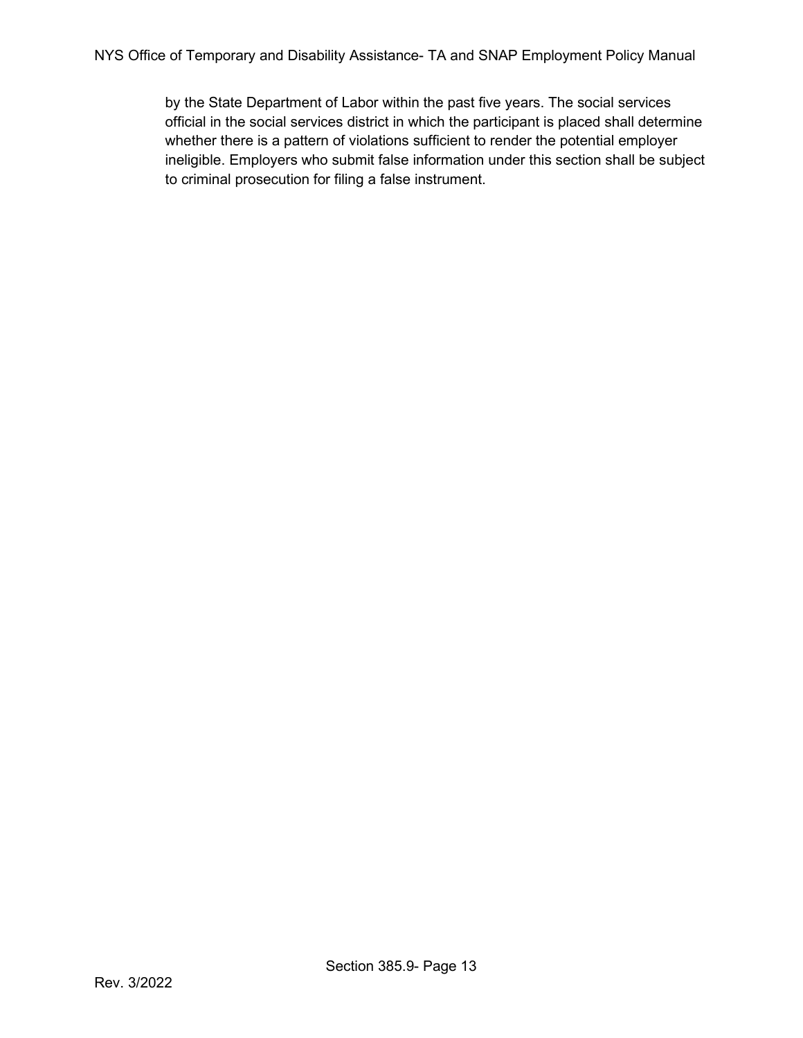by the State Department of Labor within the past five years. The social services official in the social services district in which the participant is placed shall determine whether there is a pattern of violations sufficient to render the potential employer ineligible. Employers who submit false information under this section shall be subject to criminal prosecution for filing a false instrument.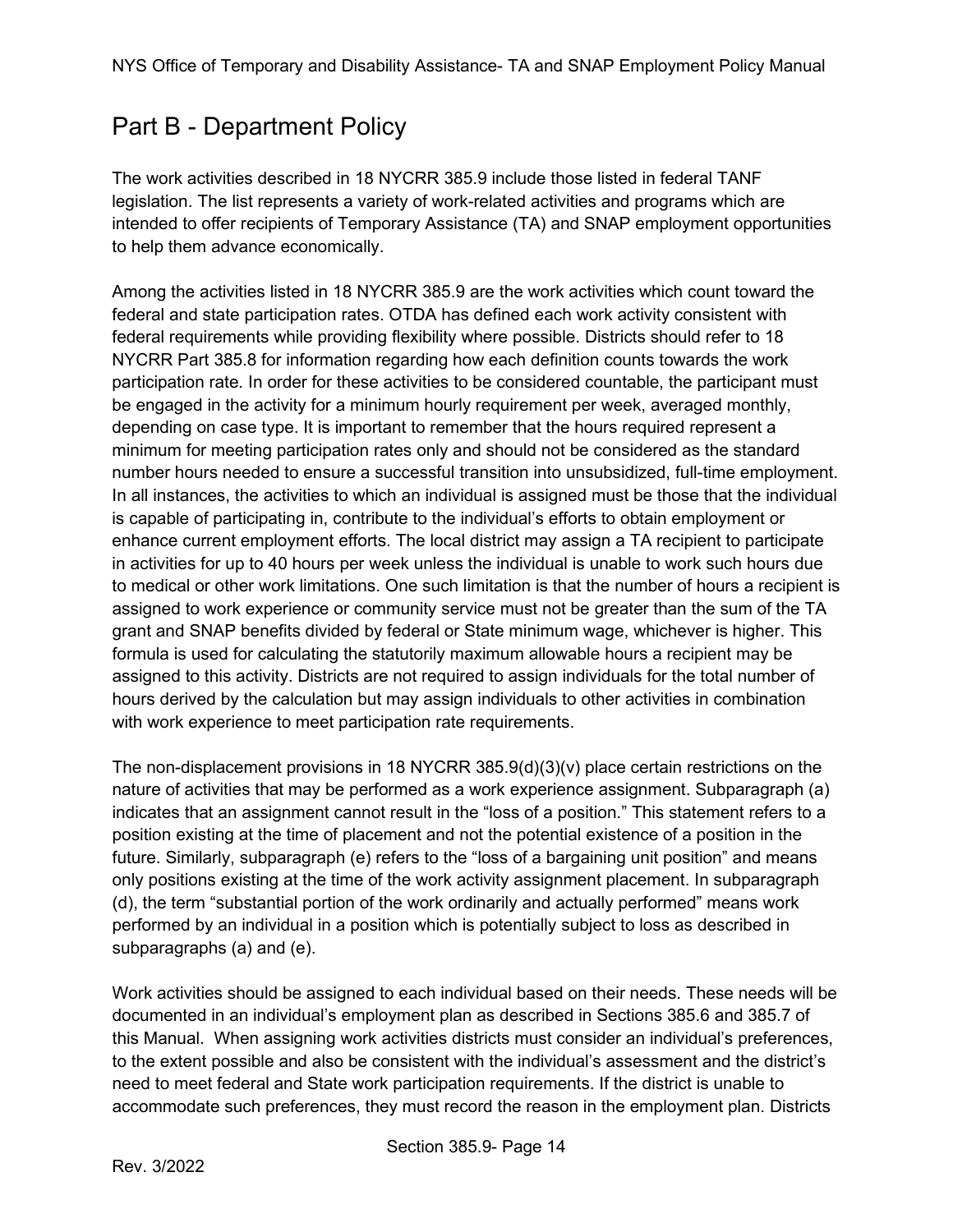## Part B - Department Policy

The work activities described in 18 NYCRR 385.9 include those listed in federal TANF legislation. The list represents a variety of work-related activities and programs which are intended to offer recipients of Temporary Assistance (TA) and SNAP employment opportunities to help them advance economically.

Among the activities listed in 18 NYCRR 385.9 are the work activities which count toward the federal and state participation rates. OTDA has defined each work activity consistent with federal requirements while providing flexibility where possible. Districts should refer to 18 NYCRR Part 385.8 for information regarding how each definition counts towards the work participation rate. In order for these activities to be considered countable, the participant must be engaged in the activity for a minimum hourly requirement per week, averaged monthly, depending on case type. It is important to remember that the hours required represent a minimum for meeting participation rates only and should not be considered as the standard number hours needed to ensure a successful transition into unsubsidized, full-time employment. In all instances, the activities to which an individual is assigned must be those that the individual is capable of participating in, contribute to the individual's efforts to obtain employment or enhance current employment efforts. The local district may assign a TA recipient to participate in activities for up to 40 hours per week unless the individual is unable to work such hours due to medical or other work limitations. One such limitation is that the number of hours a recipient is assigned to work experience or community service must not be greater than the sum of the TA grant and SNAP benefits divided by federal or State minimum wage, whichever is higher. This formula is used for calculating the statutorily maximum allowable hours a recipient may be assigned to this activity. Districts are not required to assign individuals for the total number of hours derived by the calculation but may assign individuals to other activities in combination with work experience to meet participation rate requirements.

The non-displacement provisions in 18 NYCRR 385.9(d)(3)(v) place certain restrictions on the nature of activities that may be performed as a work experience assignment. Subparagraph (a) indicates that an assignment cannot result in the "loss of a position." This statement refers to a position existing at the time of placement and not the potential existence of a position in the future. Similarly, subparagraph (e) refers to the "loss of a bargaining unit position" and means only positions existing at the time of the work activity assignment placement. In subparagraph (d), the term "substantial portion of the work ordinarily and actually performed" means work performed by an individual in a position which is potentially subject to loss as described in subparagraphs (a) and (e).

Work activities should be assigned to each individual based on their needs. These needs will be documented in an individual's employment plan as described in Sections 385.6 and 385.7 of this Manual. When assigning work activities districts must consider an individual's preferences, to the extent possible and also be consistent with the individual's assessment and the district's need to meet federal and State work participation requirements. If the district is unable to accommodate such preferences, they must record the reason in the employment plan. Districts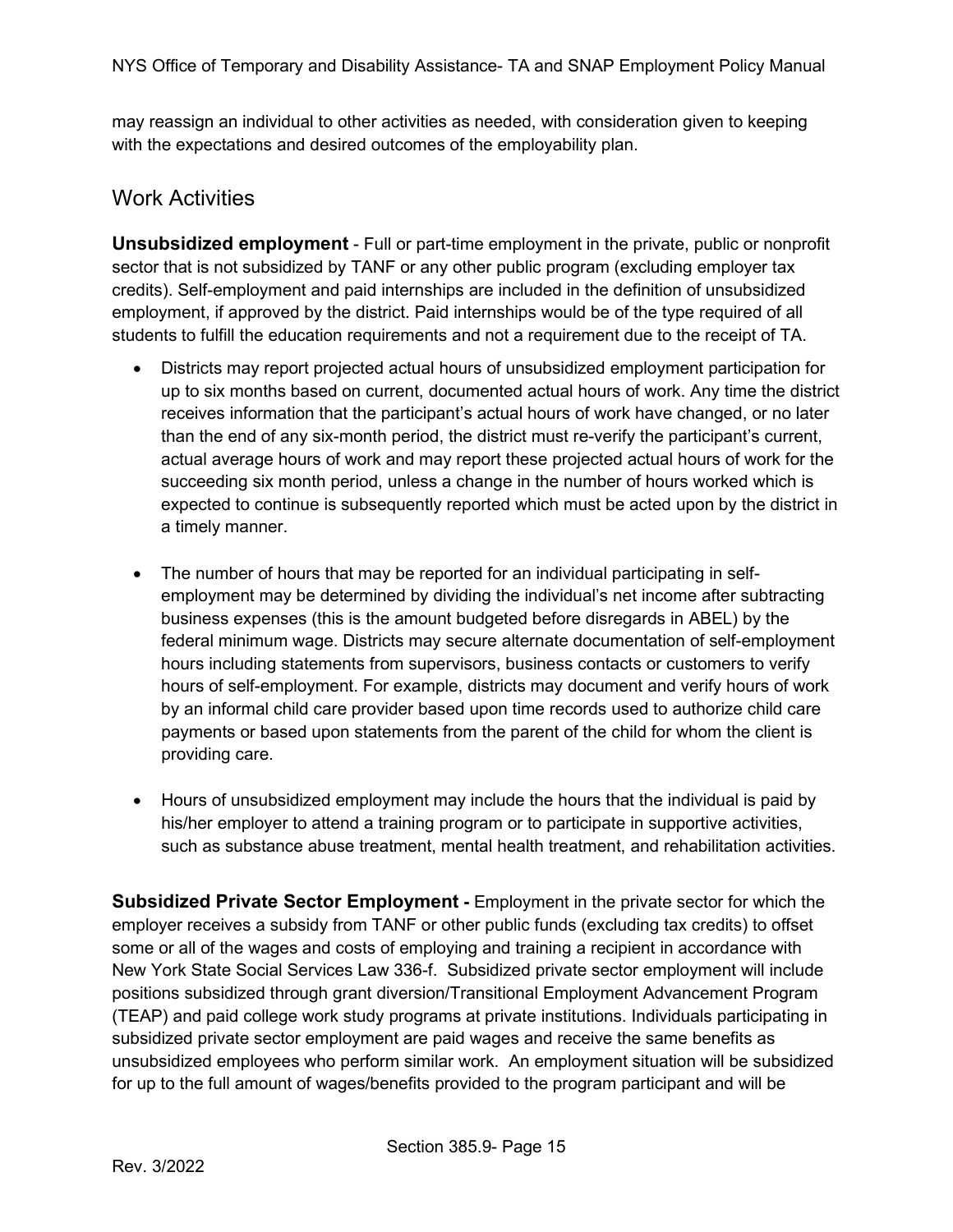may reassign an individual to other activities as needed, with consideration given to keeping with the expectations and desired outcomes of the employability plan.

## Work Activities

**Unsubsidized employment** - Full or part-time employment in the private, public or nonprofit sector that is not subsidized by TANF or any other public program (excluding employer tax credits). Self-employment and paid internships are included in the definition of unsubsidized employment, if approved by the district. Paid internships would be of the type required of all students to fulfill the education requirements and not a requirement due to the receipt of TA.

- Districts may report projected actual hours of unsubsidized employment participation for up to six months based on current, documented actual hours of work. Any time the district receives information that the participant's actual hours of work have changed, or no later than the end of any six-month period, the district must re-verify the participant's current, actual average hours of work and may report these projected actual hours of work for the succeeding six month period, unless a change in the number of hours worked which is expected to continue is subsequently reported which must be acted upon by the district in a timely manner.

- The number of hours that may be reported for an individual participating in self-employment may be determined by dividing the individual's net income after subtracting business expenses (this is the amount budgeted before disregards in ABEL) by the federal minimum wage. Districts may secure alternate documentation of self-employment hours including statements from supervisors, business contacts or customers to verify hours of self-employment. For example, districts may document and verify hours of work by an informal child care provider based upon time records used to authorize child care payments or based upon statements from the parent of the child for whom the client is providing care.

- Hours of unsubsidized employment may include the hours that the individual is paid by his/her employer to attend a training program or to participate in supportive activities, such as substance abuse treatment, mental health treatment, and rehabilitation activities.

**Subsidized Private Sector Employment -** Employment in the private sector for which the employer receives a subsidy from TANF or other public funds (excluding tax credits) to offset some or all of the wages and costs of employing and training a recipient in accordance with New York State Social Services Law 336-f. Subsidized private sector employment will include positions subsidized through grant diversion/Transitional Employment Advancement Program (TEAP) and paid college work study programs at private institutions. Individuals participating in subsidized private sector employment are paid wages and receive the same benefits as unsubsidized employees who perform similar work. An employment situation will be subsidized for up to the full amount of wages/benefits provided to the program participant and will be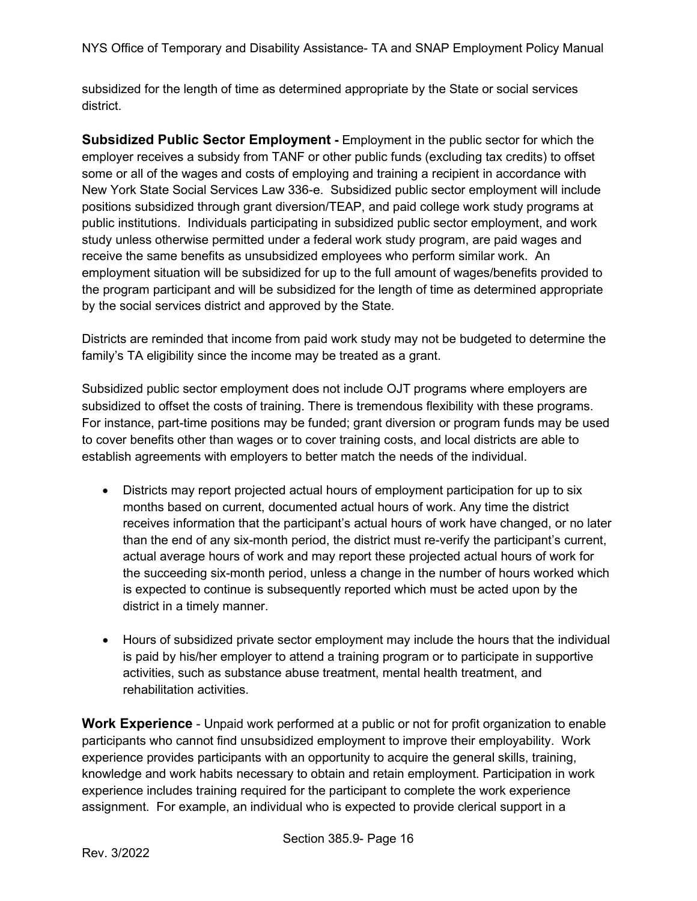subsidized for the length of time as determined appropriate by the State or social services district.

**Subsidized Public Sector Employment -** Employment in the public sector for which the employer receives a subsidy from TANF or other public funds (excluding tax credits) to offset some or all of the wages and costs of employing and training a recipient in accordance with New York State Social Services Law 336-e. Subsidized public sector employment will include positions subsidized through grant diversion/TEAP, and paid college work study programs at public institutions. Individuals participating in subsidized public sector employment, and work study unless otherwise permitted under a federal work study program, are paid wages and receive the same benefits as unsubsidized employees who perform similar work. An employment situation will be subsidized for up to the full amount of wages/benefits provided to the program participant and will be subsidized for the length of time as determined appropriate by the social services district and approved by the State.

Districts are reminded that income from paid work study may not be budgeted to determine the family's TA eligibility since the income may be treated as a grant.

Subsidized public sector employment does not include OJT programs where employers are subsidized to offset the costs of training. There is tremendous flexibility with these programs. For instance, part-time positions may be funded; grant diversion or program funds may be used to cover benefits other than wages or to cover training costs, and local districts are able to establish agreements with employers to better match the needs of the individual.

- Districts may report projected actual hours of employment participation for up to six months based on current, documented actual hours of work. Any time the district receives information that the participant's actual hours of work have changed, or no later than the end of any six-month period, the district must re-verify the participant's current, actual average hours of work and may report these projected actual hours of work for the succeeding six-month period, unless a change in the number of hours worked which is expected to continue is subsequently reported which must be acted upon by the district in a timely manner.

- Hours of subsidized private sector employment may include the hours that the individual is paid by his/her employer to attend a training program or to participate in supportive activities, such as substance abuse treatment, mental health treatment, and rehabilitation activities.

**Work Experience** - Unpaid work performed at a public or not for profit organization to enable participants who cannot find unsubsidized employment to improve their employability. Work experience provides participants with an opportunity to acquire the general skills, training, knowledge and work habits necessary to obtain and retain employment. Participation in work experience includes training required for the participant to complete the work experience assignment. For example, an individual who is expected to provide clerical support in a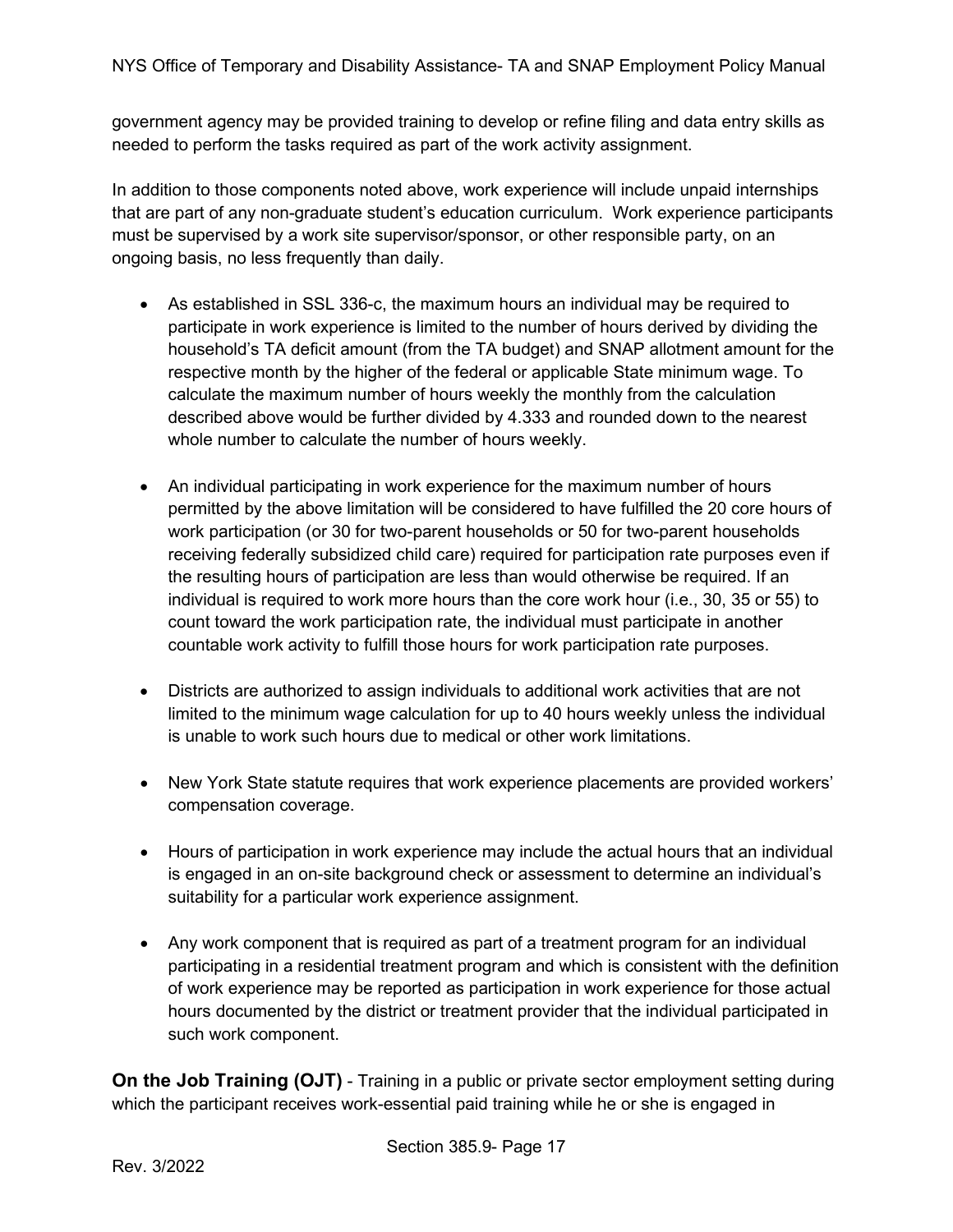government agency may be provided training to develop or refine filing and data entry skills as needed to perform the tasks required as part of the work activity assignment.

In addition to those components noted above, work experience will include unpaid internships that are part of any non-graduate student's education curriculum. Work experience participants must be supervised by a work site supervisor/sponsor, or other responsible party, on an ongoing basis, no less frequently than daily.

- As established in SSL 336-c, the maximum hours an individual may be required to participate in work experience is limited to the number of hours derived by dividing the household's TA deficit amount (from the TA budget) and SNAP allotment amount for the respective month by the higher of the federal or applicable State minimum wage. To calculate the maximum number of hours weekly the monthly from the calculation described above would be further divided by 4.333 and rounded down to the nearest whole number to calculate the number of hours weekly.

- An individual participating in work experience for the maximum number of hours permitted by the above limitation will be considered to have fulfilled the 20 core hours of work participation (or 30 for two-parent households or 50 for two-parent households receiving federally subsidized child care) required for participation rate purposes even if the resulting hours of participation are less than would otherwise be required. If an individual is required to work more hours than the core work hour (i.e., 30, 35 or 55) to count toward the work participation rate, the individual must participate in another countable work activity to fulfill those hours for work participation rate purposes.

- Districts are authorized to assign individuals to additional work activities that are not limited to the minimum wage calculation for up to 40 hours weekly unless the individual is unable to work such hours due to medical or other work limitations.

- New York State statute requires that work experience placements are provided workers' compensation coverage.

- Hours of participation in work experience may include the actual hours that an individual is engaged in an on-site background check or assessment to determine an individual's suitability for a particular work experience assignment.

- Any work component that is required as part of a treatment program for an individual participating in a residential treatment program and which is consistent with the definition of work experience may be reported as participation in work experience for those actual hours documented by the district or treatment provider that the individual participated in such work component.

**On the Job Training (OJT)** - Training in a public or private sector employment setting during which the participant receives work-essential paid training while he or she is engaged in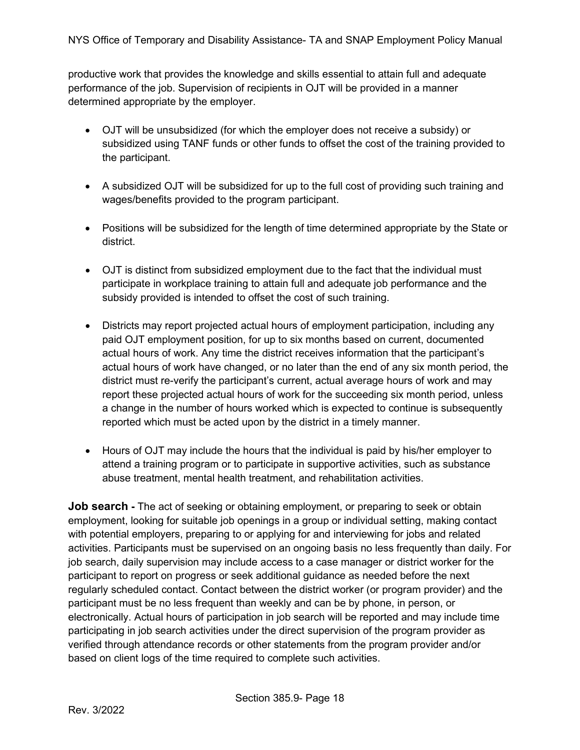productive work that provides the knowledge and skills essential to attain full and adequate performance of the job. Supervision of recipients in OJT will be provided in a manner determined appropriate by the employer.

- OJT will be unsubsidized (for which the employer does not receive a subsidy) or subsidized using TANF funds or other funds to offset the cost of the training provided to the participant.
- A subsidized OJT will be subsidized for up to the full cost of providing such training and wages/benefits provided to the program participant.
- Positions will be subsidized for the length of time determined appropriate by the State or district.
- OJT is distinct from subsidized employment due to the fact that the individual must participate in workplace training to attain full and adequate job performance and the subsidy provided is intended to offset the cost of such training.
- Districts may report projected actual hours of employment participation, including any paid OJT employment position, for up to six months based on current, documented actual hours of work. Any time the district receives information that the participant's actual hours of work have changed, or no later than the end of any six month period, the district must re-verify the participant's current, actual average hours of work and may report these projected actual hours of work for the succeeding six month period, unless a change in the number of hours worked which is expected to continue is subsequently reported which must be acted upon by the district in a timely manner.
- Hours of OJT may include the hours that the individual is paid by his/her employer to attend a training program or to participate in supportive activities, such as substance abuse treatment, mental health treatment, and rehabilitation activities.

**Job search -** The act of seeking or obtaining employment, or preparing to seek or obtain employment, looking for suitable job openings in a group or individual setting, making contact with potential employers, preparing to or applying for and interviewing for jobs and related activities. Participants must be supervised on an ongoing basis no less frequently than daily. For job search, daily supervision may include access to a case manager or district worker for the participant to report on progress or seek additional guidance as needed before the next regularly scheduled contact. Contact between the district worker (or program provider) and the participant must be no less frequent than weekly and can be by phone, in person, or electronically. Actual hours of participation in job search will be reported and may include time participating in job search activities under the direct supervision of the program provider as verified through attendance records or other statements from the program provider and/or based on client logs of the time required to complete such activities.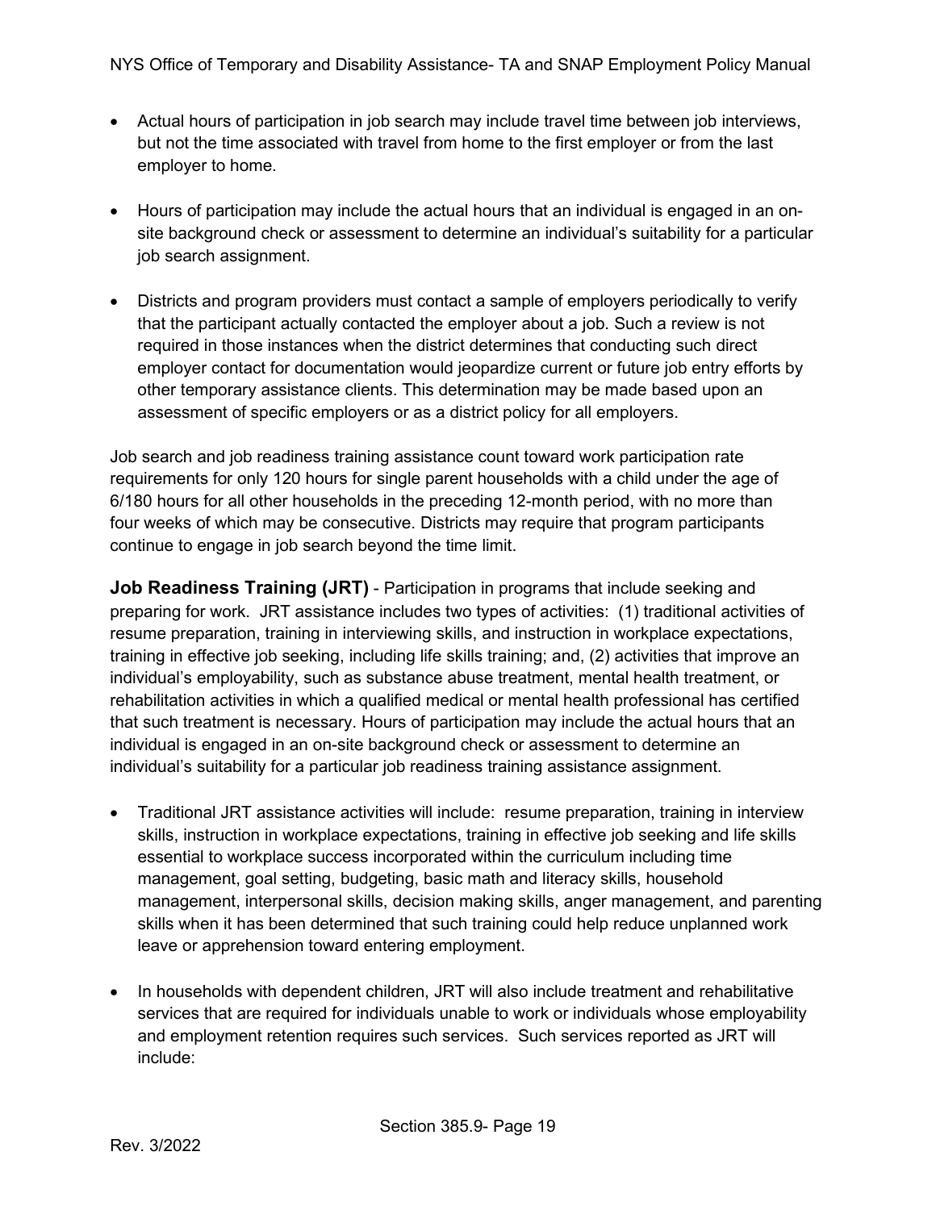- Actual hours of participation in job search may include travel time between job interviews, but not the time associated with travel from home to the first employer or from the last employer to home.

- Hours of participation may include the actual hours that an individual is engaged in an on-site background check or assessment to determine an individual's suitability for a particular job search assignment.

- Districts and program providers must contact a sample of employers periodically to verify that the participant actually contacted the employer about a job. Such a review is not required in those instances when the district determines that conducting such direct employer contact for documentation would jeopardize current or future job entry efforts by other temporary assistance clients. This determination may be made based upon an assessment of specific employers or as a district policy for all employers.

Job search and job readiness training assistance count toward work participation rate requirements for only 120 hours for single parent households with a child under the age of 6/180 hours for all other households in the preceding 12-month period, with no more than four weeks of which may be consecutive. Districts may require that program participants continue to engage in job search beyond the time limit.

**Job Readiness Training (JRT)** - Participation in programs that include seeking and preparing for work. JRT assistance includes two types of activities: (1) traditional activities of resume preparation, training in interviewing skills, and instruction in workplace expectations, training in effective job seeking, including life skills training; and, (2) activities that improve an individual's employability, such as substance abuse treatment, mental health treatment, or rehabilitation activities in which a qualified medical or mental health professional has certified that such treatment is necessary. Hours of participation may include the actual hours that an individual is engaged in an on-site background check or assessment to determine an individual's suitability for a particular job readiness training assistance assignment.

- Traditional JRT assistance activities will include: resume preparation, training in interview skills, instruction in workplace expectations, training in effective job seeking and life skills essential to workplace success incorporated within the curriculum including time management, goal setting, budgeting, basic math and literacy skills, household management, interpersonal skills, decision making skills, anger management, and parenting skills when it has been determined that such training could help reduce unplanned work leave or apprehension toward entering employment.

- In households with dependent children, JRT will also include treatment and rehabilitative services that are required for individuals unable to work or individuals whose employability and employment retention requires such services. Such services reported as JRT will include: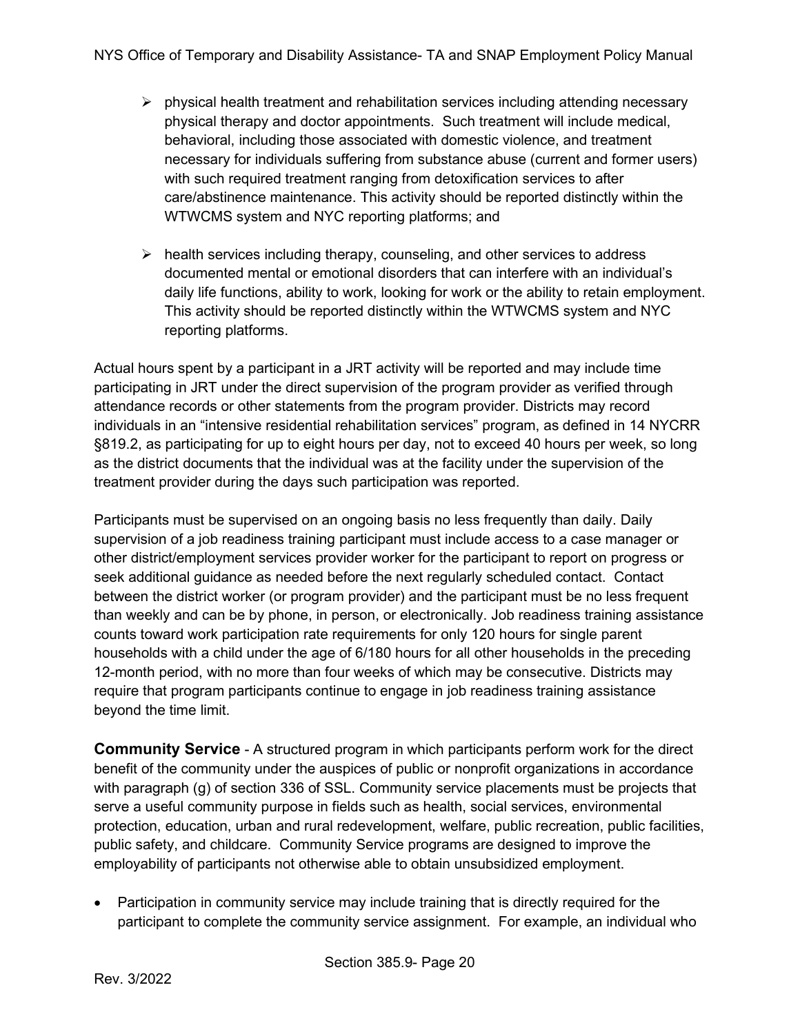- physical health treatment and rehabilitation services including attending necessary physical therapy and doctor appointments. Such treatment will include medical, behavioral, including those associated with domestic violence, and treatment necessary for individuals suffering from substance abuse (current and former users) with such required treatment ranging from detoxification services to after care/abstinence maintenance. This activity should be reported distinctly within the WTWCMS system and NYC reporting platforms; and

- health services including therapy, counseling, and other services to address documented mental or emotional disorders that can interfere with an individual's daily life functions, ability to work, looking for work or the ability to retain employment. This activity should be reported distinctly within the WTWCMS system and NYC reporting platforms.

Actual hours spent by a participant in a JRT activity will be reported and may include time participating in JRT under the direct supervision of the program provider as verified through attendance records or other statements from the program provider. Districts may record individuals in an "intensive residential rehabilitation services" program, as defined in 14 NYCRR §819.2, as participating for up to eight hours per day, not to exceed 40 hours per week, so long as the district documents that the individual was at the facility under the supervision of the treatment provider during the days such participation was reported.

Participants must be supervised on an ongoing basis no less frequently than daily. Daily supervision of a job readiness training participant must include access to a case manager or other district/employment services provider worker for the participant to report on progress or seek additional guidance as needed before the next regularly scheduled contact. Contact between the district worker (or program provider) and the participant must be no less frequent than weekly and can be by phone, in person, or electronically. Job readiness training assistance counts toward work participation rate requirements for only 120 hours for single parent households with a child under the age of 6/180 hours for all other households in the preceding 12-month period, with no more than four weeks of which may be consecutive. Districts may require that program participants continue to engage in job readiness training assistance beyond the time limit.

**Community Service** - A structured program in which participants perform work for the direct benefit of the community under the auspices of public or nonprofit organizations in accordance with paragraph (g) of section 336 of SSL. Community service placements must be projects that serve a useful community purpose in fields such as health, social services, environmental protection, education, urban and rural redevelopment, welfare, public recreation, public facilities, public safety, and childcare. Community Service programs are designed to improve the employability of participants not otherwise able to obtain unsubsidized employment.

- Participation in community service may include training that is directly required for the participant to complete the community service assignment. For example, an individual who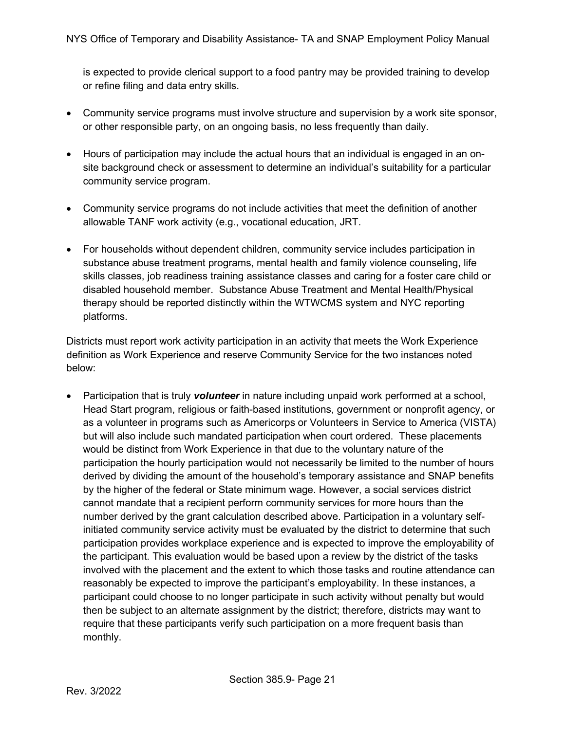is expected to provide clerical support to a food pantry may be provided training to develop or refine filing and data entry skills.

- Community service programs must involve structure and supervision by a work site sponsor, or other responsible party, on an ongoing basis, no less frequently than daily.
- Hours of participation may include the actual hours that an individual is engaged in an on-site background check or assessment to determine an individual's suitability for a particular community service program.
- Community service programs do not include activities that meet the definition of another allowable TANF work activity (e.g., vocational education, JRT.
- For households without dependent children, community service includes participation in substance abuse treatment programs, mental health and family violence counseling, life skills classes, job readiness training assistance classes and caring for a foster care child or disabled household member. Substance Abuse Treatment and Mental Health/Physical therapy should be reported distinctly within the WTWCMS system and NYC reporting platforms.

Districts must report work activity participation in an activity that meets the Work Experience definition as Work Experience and reserve Community Service for the two instances noted below:

- Participation that is truly ***volunteer*** in nature including unpaid work performed at a school, Head Start program, religious or faith-based institutions, government or nonprofit agency, or as a volunteer in programs such as Americorps or Volunteers in Service to America (VISTA) but will also include such mandated participation when court ordered. These placements would be distinct from Work Experience in that due to the voluntary nature of the participation the hourly participation would not necessarily be limited to the number of hours derived by dividing the amount of the household's temporary assistance and SNAP benefits by the higher of the federal or State minimum wage. However, a social services district cannot mandate that a recipient perform community services for more hours than the number derived by the grant calculation described above. Participation in a voluntary self-initiated community service activity must be evaluated by the district to determine that such participation provides workplace experience and is expected to improve the employability of the participant. This evaluation would be based upon a review by the district of the tasks involved with the placement and the extent to which those tasks and routine attendance can reasonably be expected to improve the participant's employability. In these instances, a participant could choose to no longer participate in such activity without penalty but would then be subject to an alternate assignment by the district; therefore, districts may want to require that these participants verify such participation on a more frequent basis than monthly.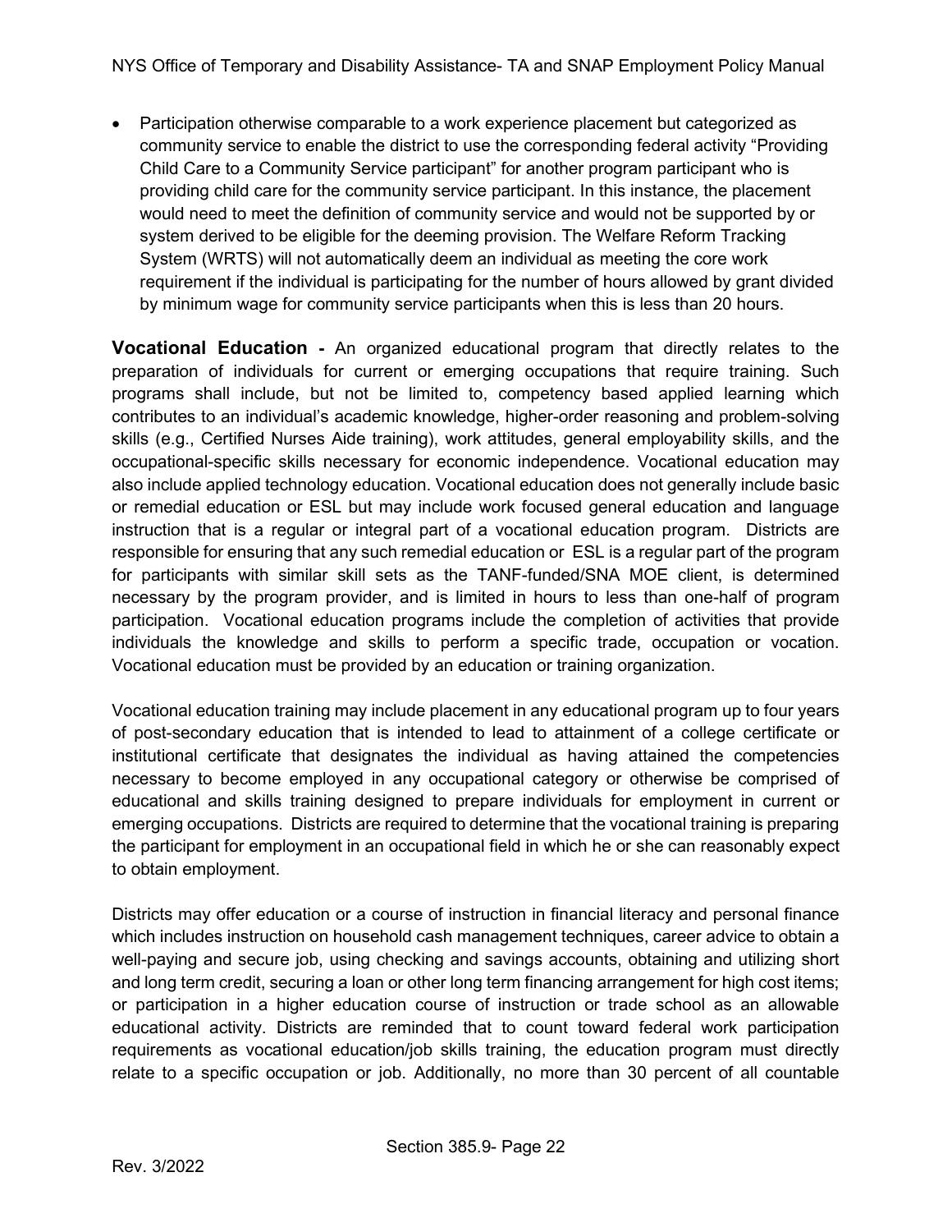- Participation otherwise comparable to a work experience placement but categorized as community service to enable the district to use the corresponding federal activity "Providing Child Care to a Community Service participant" for another program participant who is providing child care for the community service participant. In this instance, the placement would need to meet the definition of community service and would not be supported by or system derived to be eligible for the deeming provision. The Welfare Reform Tracking System (WRTS) will not automatically deem an individual as meeting the core work requirement if the individual is participating for the number of hours allowed by grant divided by minimum wage for community service participants when this is less than 20 hours.

**Vocational Education -** An organized educational program that directly relates to the preparation of individuals for current or emerging occupations that require training. Such programs shall include, but not be limited to, competency based applied learning which contributes to an individual's academic knowledge, higher-order reasoning and problem-solving skills (e.g., Certified Nurses Aide training), work attitudes, general employability skills, and the occupational-specific skills necessary for economic independence. Vocational education may also include applied technology education. Vocational education does not generally include basic or remedial education or ESL but may include work focused general education and language instruction that is a regular or integral part of a vocational education program. Districts are responsible for ensuring that any such remedial education or ESL is a regular part of the program for participants with similar skill sets as the TANF-funded/SNA MOE client, is determined necessary by the program provider, and is limited in hours to less than one-half of program participation. Vocational education programs include the completion of activities that provide individuals the knowledge and skills to perform a specific trade, occupation or vocation. Vocational education must be provided by an education or training organization.

Vocational education training may include placement in any educational program up to four years of post-secondary education that is intended to lead to attainment of a college certificate or institutional certificate that designates the individual as having attained the competencies necessary to become employed in any occupational category or otherwise be comprised of educational and skills training designed to prepare individuals for employment in current or emerging occupations. Districts are required to determine that the vocational training is preparing the participant for employment in an occupational field in which he or she can reasonably expect to obtain employment.

Districts may offer education or a course of instruction in financial literacy and personal finance which includes instruction on household cash management techniques, career advice to obtain a well-paying and secure job, using checking and savings accounts, obtaining and utilizing short and long term credit, securing a loan or other long term financing arrangement for high cost items; or participation in a higher education course of instruction or trade school as an allowable educational activity. Districts are reminded that to count toward federal work participation requirements as vocational education/job skills training, the education program must directly relate to a specific occupation or job. Additionally, no more than 30 percent of all countable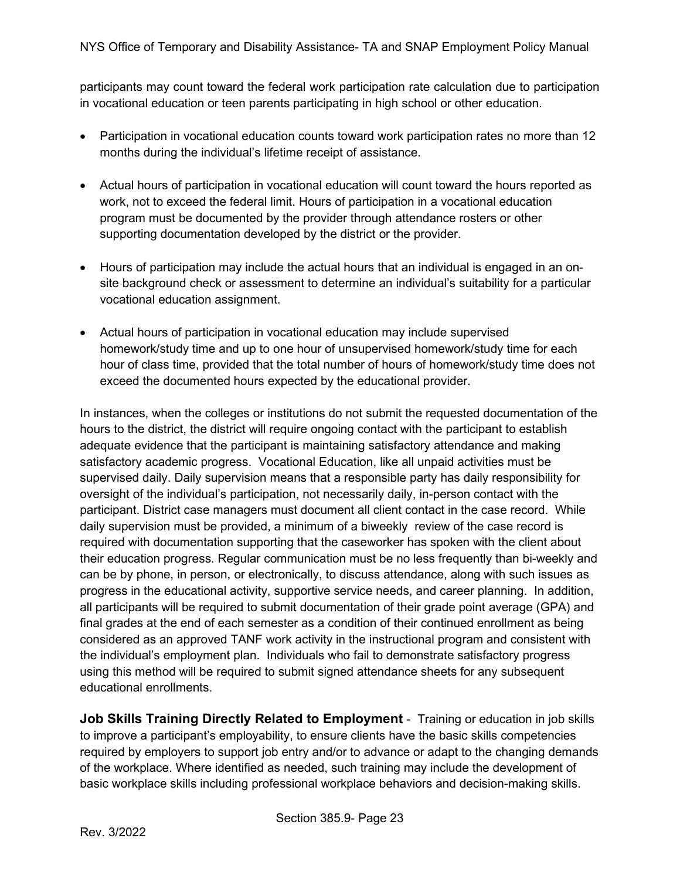participants may count toward the federal work participation rate calculation due to participation in vocational education or teen parents participating in high school or other education.

- Participation in vocational education counts toward work participation rates no more than 12 months during the individual's lifetime receipt of assistance.
- Actual hours of participation in vocational education will count toward the hours reported as work, not to exceed the federal limit. Hours of participation in a vocational education program must be documented by the provider through attendance rosters or other supporting documentation developed by the district or the provider.
- Hours of participation may include the actual hours that an individual is engaged in an on-site background check or assessment to determine an individual's suitability for a particular vocational education assignment.
- Actual hours of participation in vocational education may include supervised homework/study time and up to one hour of unsupervised homework/study time for each hour of class time, provided that the total number of hours of homework/study time does not exceed the documented hours expected by the educational provider.

In instances, when the colleges or institutions do not submit the requested documentation of the hours to the district, the district will require ongoing contact with the participant to establish adequate evidence that the participant is maintaining satisfactory attendance and making satisfactory academic progress. Vocational Education, like all unpaid activities must be supervised daily. Daily supervision means that a responsible party has daily responsibility for oversight of the individual's participation, not necessarily daily, in-person contact with the participant. District case managers must document all client contact in the case record. While daily supervision must be provided, a minimum of a biweekly review of the case record is required with documentation supporting that the caseworker has spoken with the client about their education progress. Regular communication must be no less frequently than bi-weekly and can be by phone, in person, or electronically, to discuss attendance, along with such issues as progress in the educational activity, supportive service needs, and career planning. In addition, all participants will be required to submit documentation of their grade point average (GPA) and final grades at the end of each semester as a condition of their continued enrollment as being considered as an approved TANF work activity in the instructional program and consistent with the individual's employment plan. Individuals who fail to demonstrate satisfactory progress using this method will be required to submit signed attendance sheets for any subsequent educational enrollments.

**Job Skills Training Directly Related to Employment** - Training or education in job skills to improve a participant's employability, to ensure clients have the basic skills competencies required by employers to support job entry and/or to advance or adapt to the changing demands of the workplace. Where identified as needed, such training may include the development of basic workplace skills including professional workplace behaviors and decision-making skills.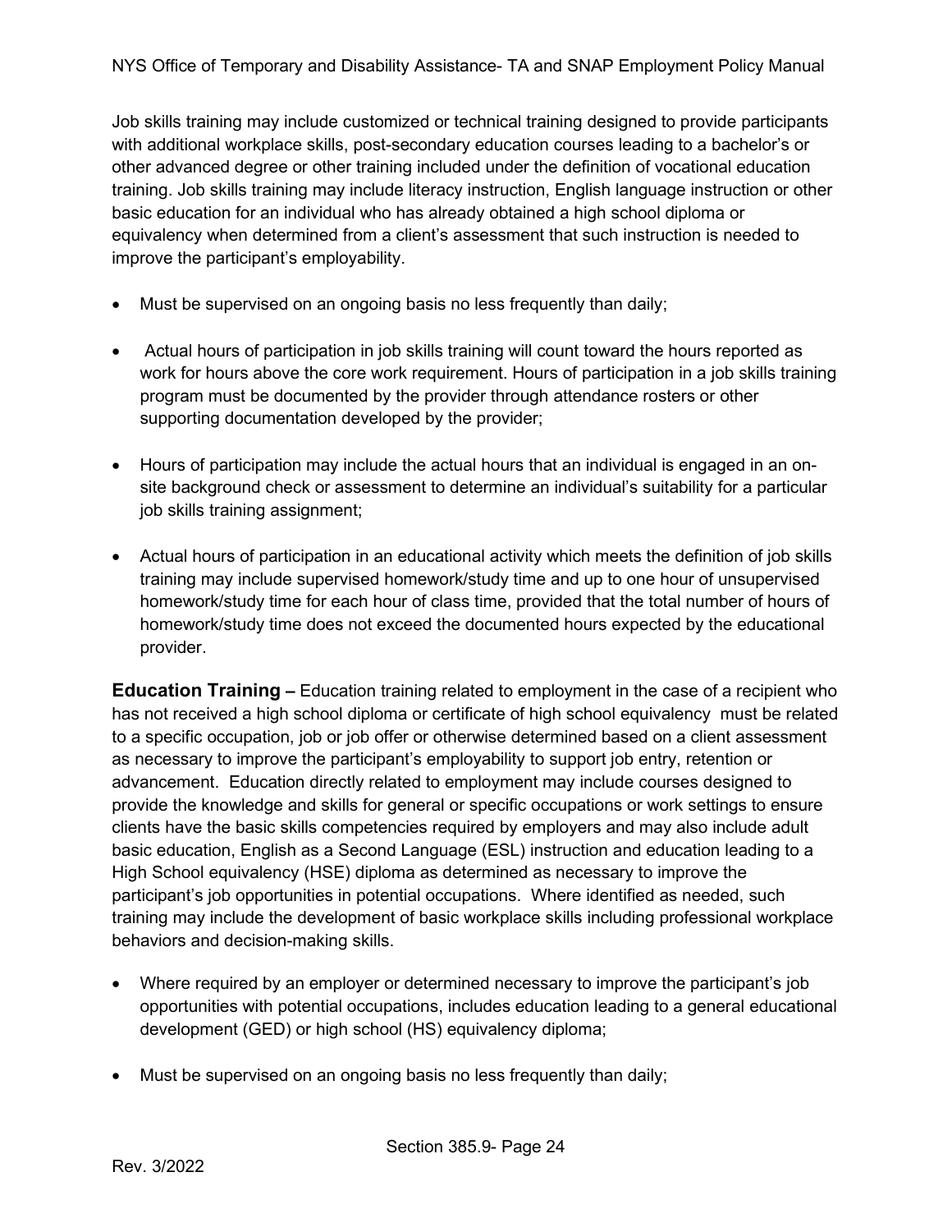Job skills training may include customized or technical training designed to provide participants with additional workplace skills, post-secondary education courses leading to a bachelor's or other advanced degree or other training included under the definition of vocational education training. Job skills training may include literacy instruction, English language instruction or other basic education for an individual who has already obtained a high school diploma or equivalency when determined from a client's assessment that such instruction is needed to improve the participant's employability.

- Must be supervised on an ongoing basis no less frequently than daily;
- Actual hours of participation in job skills training will count toward the hours reported as work for hours above the core work requirement. Hours of participation in a job skills training program must be documented by the provider through attendance rosters or other supporting documentation developed by the provider;
- Hours of participation may include the actual hours that an individual is engaged in an on-site background check or assessment to determine an individual's suitability for a particular job skills training assignment;
- Actual hours of participation in an educational activity which meets the definition of job skills training may include supervised homework/study time and up to one hour of unsupervised homework/study time for each hour of class time, provided that the total number of hours of homework/study time does not exceed the documented hours expected by the educational provider.

**Education Training –** Education training related to employment in the case of a recipient who has not received a high school diploma or certificate of high school equivalency must be related to a specific occupation, job or job offer or otherwise determined based on a client assessment as necessary to improve the participant's employability to support job entry, retention or advancement. Education directly related to employment may include courses designed to provide the knowledge and skills for general or specific occupations or work settings to ensure clients have the basic skills competencies required by employers and may also include adult basic education, English as a Second Language (ESL) instruction and education leading to a High School equivalency (HSE) diploma as determined as necessary to improve the participant's job opportunities in potential occupations. Where identified as needed, such training may include the development of basic workplace skills including professional workplace behaviors and decision-making skills.

- Where required by an employer or determined necessary to improve the participant's job opportunities with potential occupations, includes education leading to a general educational development (GED) or high school (HS) equivalency diploma;
- Must be supervised on an ongoing basis no less frequently than daily;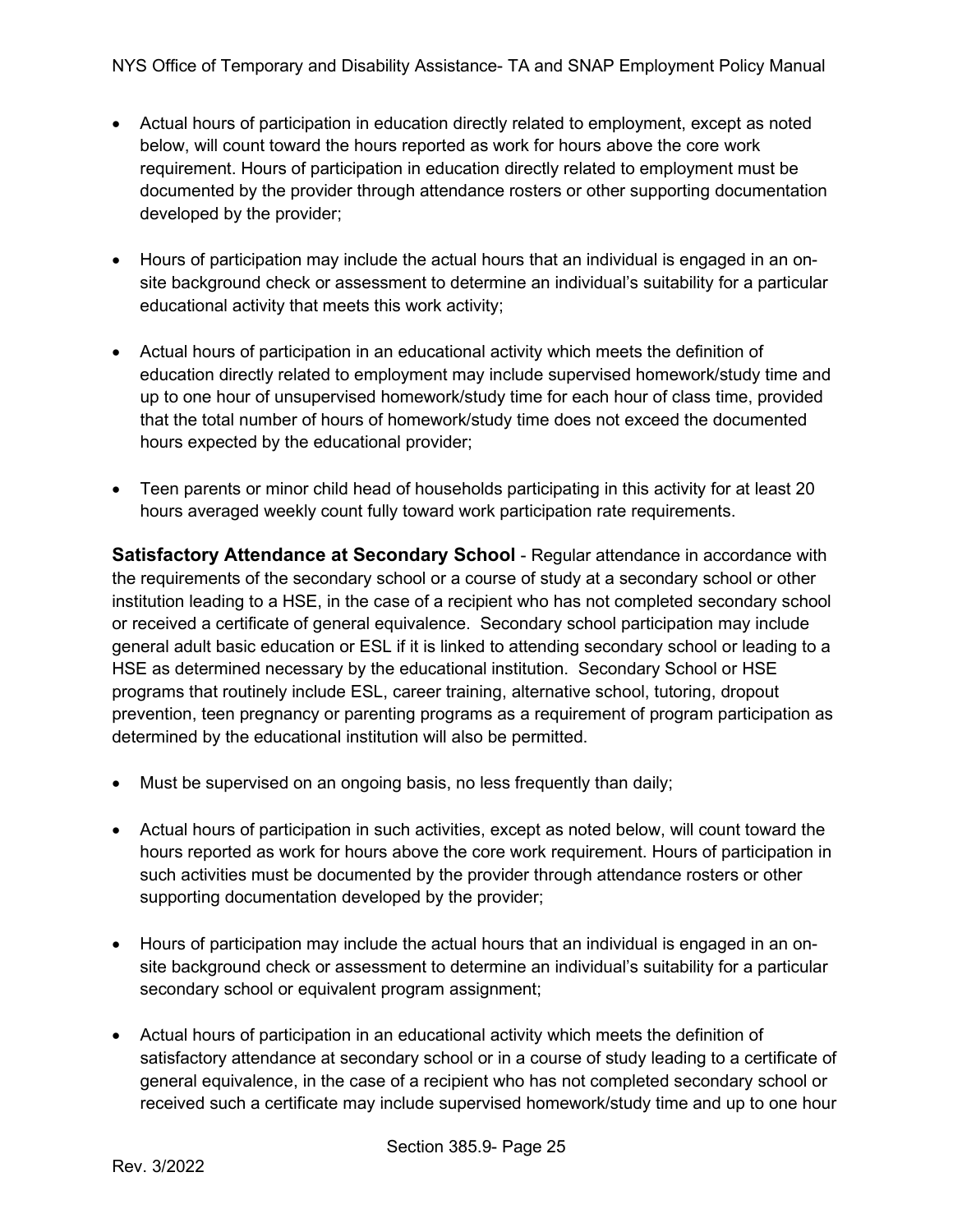- Actual hours of participation in education directly related to employment, except as noted below, will count toward the hours reported as work for hours above the core work requirement. Hours of participation in education directly related to employment must be documented by the provider through attendance rosters or other supporting documentation developed by the provider;

- Hours of participation may include the actual hours that an individual is engaged in an on-site background check or assessment to determine an individual's suitability for a particular educational activity that meets this work activity;

- Actual hours of participation in an educational activity which meets the definition of education directly related to employment may include supervised homework/study time and up to one hour of unsupervised homework/study time for each hour of class time, provided that the total number of hours of homework/study time does not exceed the documented hours expected by the educational provider;

- Teen parents or minor child head of households participating in this activity for at least 20 hours averaged weekly count fully toward work participation rate requirements.

**Satisfactory Attendance at Secondary School** - Regular attendance in accordance with the requirements of the secondary school or a course of study at a secondary school or other institution leading to a HSE, in the case of a recipient who has not completed secondary school or received a certificate of general equivalence. Secondary school participation may include general adult basic education or ESL if it is linked to attending secondary school or leading to a HSE as determined necessary by the educational institution. Secondary School or HSE programs that routinely include ESL, career training, alternative school, tutoring, dropout prevention, teen pregnancy or parenting programs as a requirement of program participation as determined by the educational institution will also be permitted.

- Must be supervised on an ongoing basis, no less frequently than daily;

- Actual hours of participation in such activities, except as noted below, will count toward the hours reported as work for hours above the core work requirement. Hours of participation in such activities must be documented by the provider through attendance rosters or other supporting documentation developed by the provider;

- Hours of participation may include the actual hours that an individual is engaged in an on-site background check or assessment to determine an individual's suitability for a particular secondary school or equivalent program assignment;

- Actual hours of participation in an educational activity which meets the definition of satisfactory attendance at secondary school or in a course of study leading to a certificate of general equivalence, in the case of a recipient who has not completed secondary school or received such a certificate may include supervised homework/study time and up to one hour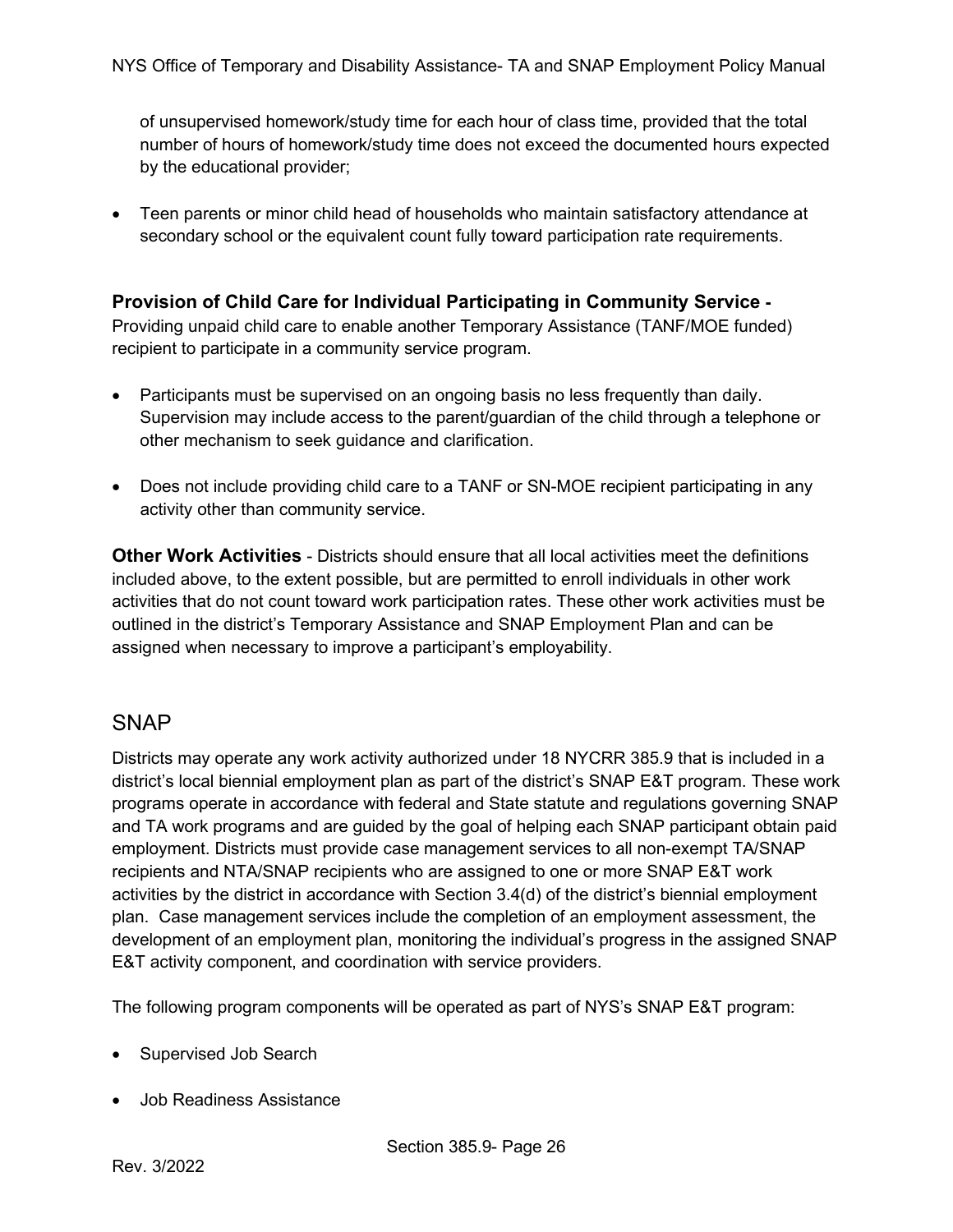of unsupervised homework/study time for each hour of class time, provided that the total number of hours of homework/study time does not exceed the documented hours expected by the educational provider;

- Teen parents or minor child head of households who maintain satisfactory attendance at secondary school or the equivalent count fully toward participation rate requirements.

**Provision of Child Care for Individual Participating in Community Service -** Providing unpaid child care to enable another Temporary Assistance (TANF/MOE funded) recipient to participate in a community service program.

- Participants must be supervised on an ongoing basis no less frequently than daily. Supervision may include access to the parent/guardian of the child through a telephone or other mechanism to seek guidance and clarification.
- Does not include providing child care to a TANF or SN-MOE recipient participating in any activity other than community service.

**Other Work Activities** - Districts should ensure that all local activities meet the definitions included above, to the extent possible, but are permitted to enroll individuals in other work activities that do not count toward work participation rates. These other work activities must be outlined in the district's Temporary Assistance and SNAP Employment Plan and can be assigned when necessary to improve a participant's employability.

## SNAP

Districts may operate any work activity authorized under 18 NYCRR 385.9 that is included in a district's local biennial employment plan as part of the district's SNAP E&T program. These work programs operate in accordance with federal and State statute and regulations governing SNAP and TA work programs and are guided by the goal of helping each SNAP participant obtain paid employment. Districts must provide case management services to all non-exempt TA/SNAP recipients and NTA/SNAP recipients who are assigned to one or more SNAP E&T work activities by the district in accordance with Section 3.4(d) of the district's biennial employment plan. Case management services include the completion of an employment assessment, the development of an employment plan, monitoring the individual's progress in the assigned SNAP E&T activity component, and coordination with service providers.

The following program components will be operated as part of NYS's SNAP E&T program:

- Supervised Job Search
- Job Readiness Assistance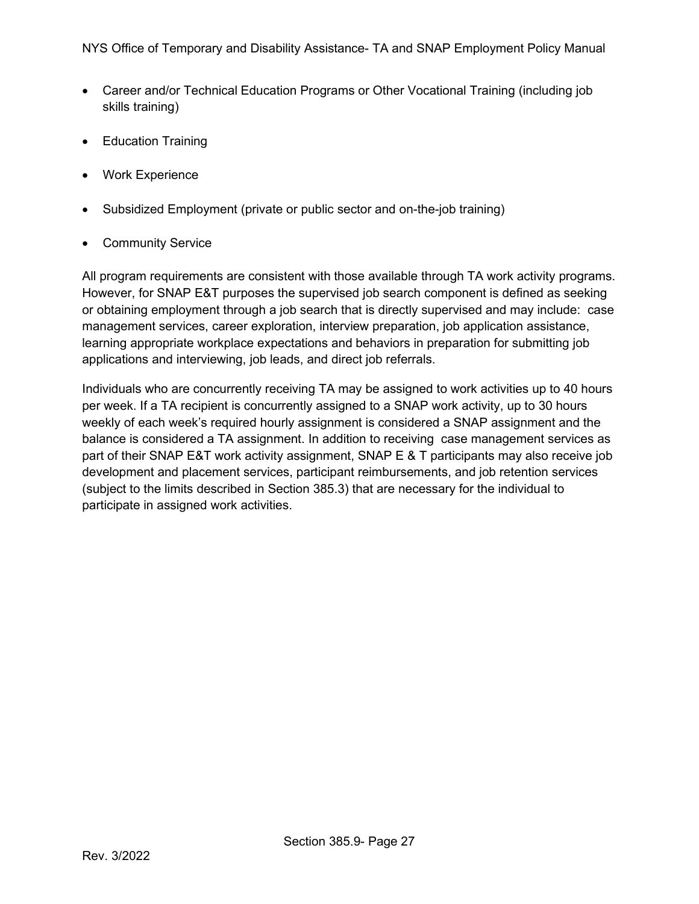- Career and/or Technical Education Programs or Other Vocational Training (including job skills training)
- Education Training
- Work Experience
- Subsidized Employment (private or public sector and on-the-job training)
- Community Service

All program requirements are consistent with those available through TA work activity programs. However, for SNAP E&T purposes the supervised job search component is defined as seeking or obtaining employment through a job search that is directly supervised and may include: case management services, career exploration, interview preparation, job application assistance, learning appropriate workplace expectations and behaviors in preparation for submitting job applications and interviewing, job leads, and direct job referrals.

Individuals who are concurrently receiving TA may be assigned to work activities up to 40 hours per week. If a TA recipient is concurrently assigned to a SNAP work activity, up to 30 hours weekly of each week's required hourly assignment is considered a SNAP assignment and the balance is considered a TA assignment. In addition to receiving case management services as part of their SNAP E&T work activity assignment, SNAP E & T participants may also receive job development and placement services, participant reimbursements, and job retention services (subject to the limits described in Section 385.3) that are necessary for the individual to participate in assigned work activities.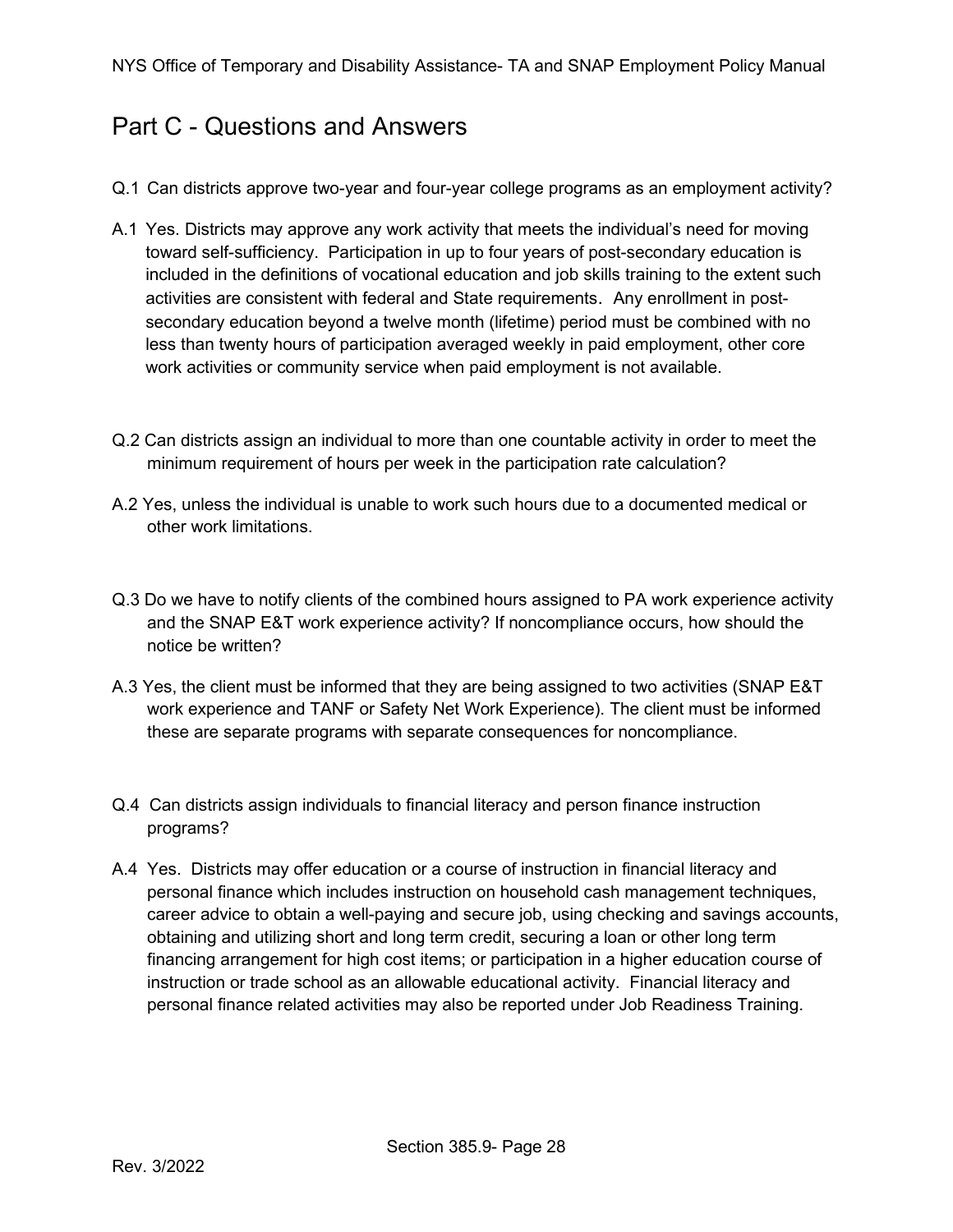## Part C - Questions and Answers

Q.1 Can districts approve two-year and four-year college programs as an employment activity?

A.1 Yes. Districts may approve any work activity that meets the individual's need for moving toward self-sufficiency. Participation in up to four years of post-secondary education is included in the definitions of vocational education and job skills training to the extent such activities are consistent with federal and State requirements. Any enrollment in post-secondary education beyond a twelve month (lifetime) period must be combined with no less than twenty hours of participation averaged weekly in paid employment, other core work activities or community service when paid employment is not available.

Q.2 Can districts assign an individual to more than one countable activity in order to meet the minimum requirement of hours per week in the participation rate calculation?

A.2 Yes, unless the individual is unable to work such hours due to a documented medical or other work limitations.

Q.3 Do we have to notify clients of the combined hours assigned to PA work experience activity and the SNAP E&T work experience activity? If noncompliance occurs, how should the notice be written?

A.3 Yes, the client must be informed that they are being assigned to two activities (SNAP E&T work experience and TANF or Safety Net Work Experience). The client must be informed these are separate programs with separate consequences for noncompliance.

Q.4 Can districts assign individuals to financial literacy and person finance instruction programs?

A.4 Yes. Districts may offer education or a course of instruction in financial literacy and personal finance which includes instruction on household cash management techniques, career advice to obtain a well-paying and secure job, using checking and savings accounts, obtaining and utilizing short and long term credit, securing a loan or other long term financing arrangement for high cost items; or participation in a higher education course of instruction or trade school as an allowable educational activity. Financial literacy and personal finance related activities may also be reported under Job Readiness Training.